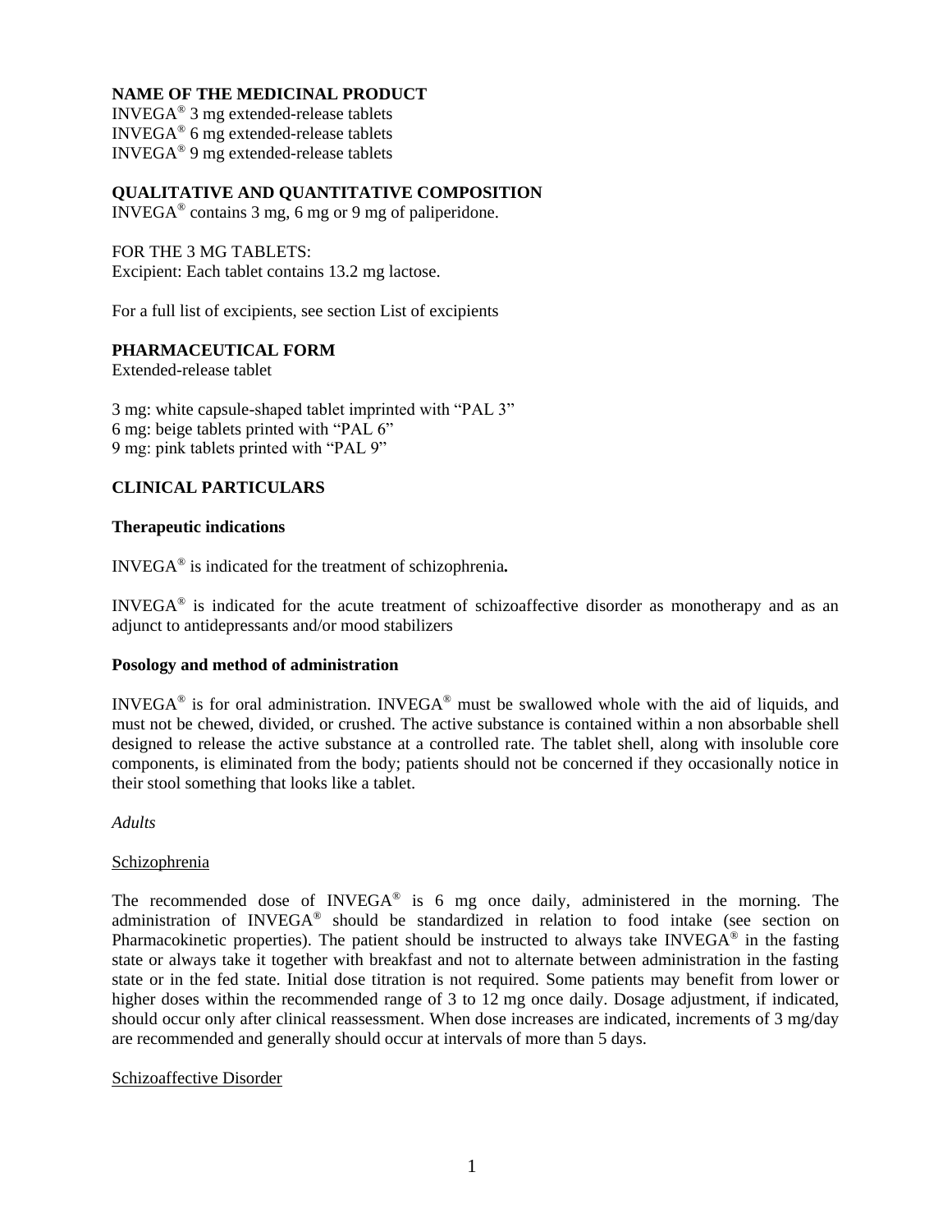**NAME OF THE MEDICINAL PRODUCT**

INVEGA® 3 mg extended-release tablets
INVEGA® 6 mg extended-release tablets
INVEGA® 9 mg extended-release tablets

**QUALITATIVE AND QUANTITATIVE COMPOSITION**

INVEGA® contains 3 mg, 6 mg or 9 mg of paliperidone.

FOR THE 3 MG TABLETS:
Excipient: Each tablet contains 13.2 mg lactose.

For a full list of excipients, see section List of excipients

**PHARMACEUTICAL FORM**

Extended-release tablet

3 mg: white capsule-shaped tablet imprinted with "PAL 3"
6 mg: beige tablets printed with "PAL 6"
9 mg: pink tablets printed with "PAL 9"

**CLINICAL PARTICULARS**

**Therapeutic indications**

INVEGA® is indicated for the treatment of schizophrenia**.**

INVEGA® is indicated for the acute treatment of schizoaffective disorder as monotherapy and as an adjunct to antidepressants and/or mood stabilizers

**Posology and method of administration**

INVEGA® is for oral administration. INVEGA® must be swallowed whole with the aid of liquids, and must not be chewed, divided, or crushed. The active substance is contained within a non absorbable shell designed to release the active substance at a controlled rate. The tablet shell, along with insoluble core components, is eliminated from the body; patients should not be concerned if they occasionally notice in their stool something that looks like a tablet.

*Adults*

Schizophrenia

The recommended dose of INVEGA® is 6 mg once daily, administered in the morning. The administration of INVEGA® should be standardized in relation to food intake (see section on Pharmacokinetic properties). The patient should be instructed to always take INVEGA® in the fasting state or always take it together with breakfast and not to alternate between administration in the fasting state or in the fed state. Initial dose titration is not required. Some patients may benefit from lower or higher doses within the recommended range of 3 to 12 mg once daily. Dosage adjustment, if indicated, should occur only after clinical reassessment. When dose increases are indicated, increments of 3 mg/day are recommended and generally should occur at intervals of more than 5 days.

Schizoaffective Disorder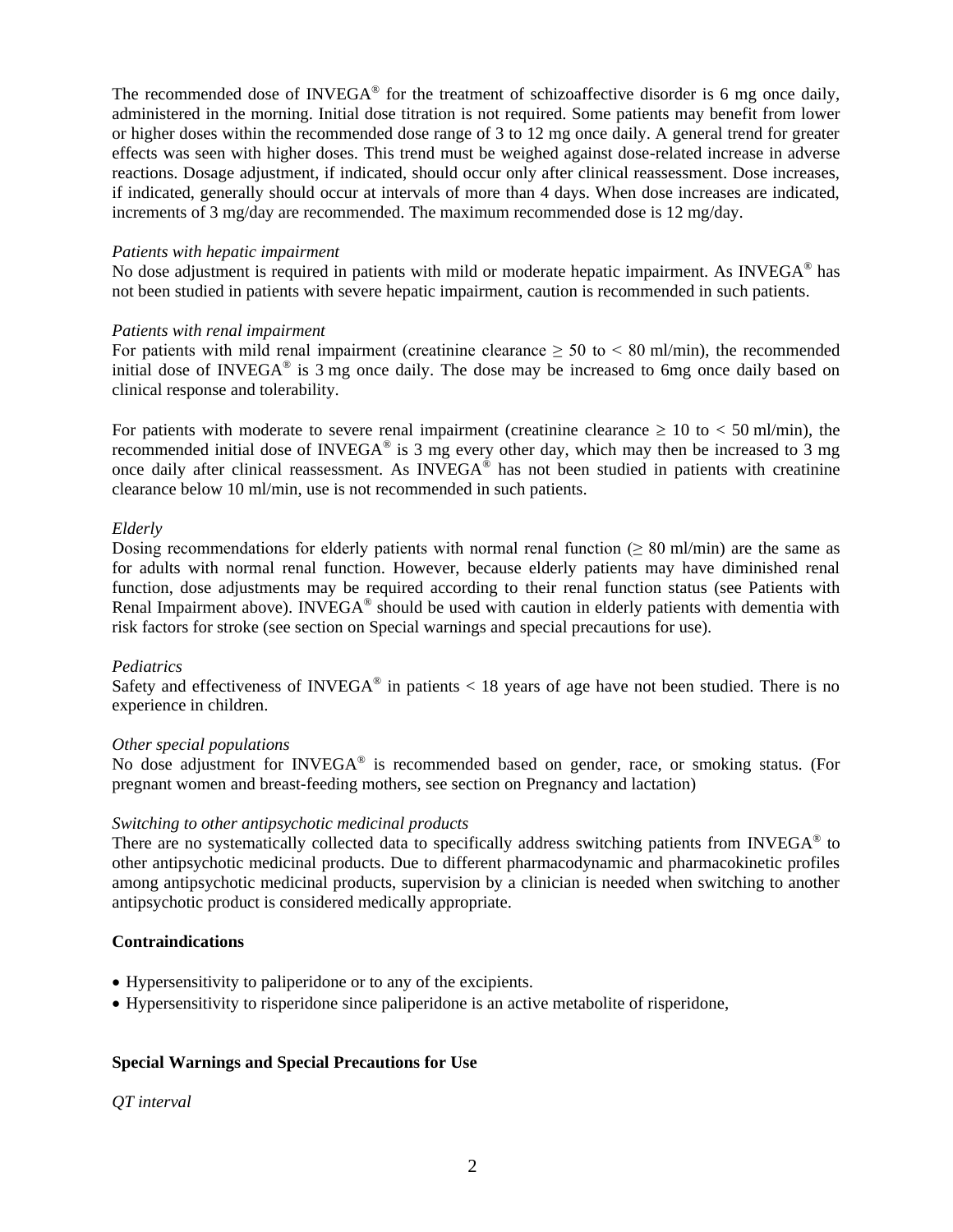The recommended dose of INVEGA® for the treatment of schizoaffective disorder is 6 mg once daily, administered in the morning. Initial dose titration is not required. Some patients may benefit from lower or higher doses within the recommended dose range of 3 to 12 mg once daily. A general trend for greater effects was seen with higher doses. This trend must be weighed against dose-related increase in adverse reactions. Dosage adjustment, if indicated, should occur only after clinical reassessment. Dose increases, if indicated, generally should occur at intervals of more than 4 days. When dose increases are indicated, increments of 3 mg/day are recommended. The maximum recommended dose is 12 mg/day.

*Patients with hepatic impairment*
No dose adjustment is required in patients with mild or moderate hepatic impairment. As INVEGA® has not been studied in patients with severe hepatic impairment, caution is recommended in such patients.

*Patients with renal impairment*
For patients with mild renal impairment (creatinine clearance ≥ 50 to < 80 ml/min), the recommended initial dose of INVEGA® is 3 mg once daily. The dose may be increased to 6mg once daily based on clinical response and tolerability.

For patients with moderate to severe renal impairment (creatinine clearance ≥ 10 to < 50 ml/min), the recommended initial dose of INVEGA® is 3 mg every other day, which may then be increased to 3 mg once daily after clinical reassessment. As INVEGA® has not been studied in patients with creatinine clearance below 10 ml/min, use is not recommended in such patients.

*Elderly*
Dosing recommendations for elderly patients with normal renal function (≥ 80 ml/min) are the same as for adults with normal renal function. However, because elderly patients may have diminished renal function, dose adjustments may be required according to their renal function status (see Patients with Renal Impairment above). INVEGA® should be used with caution in elderly patients with dementia with risk factors for stroke (see section on Special warnings and special precautions for use).

*Pediatrics*
Safety and effectiveness of INVEGA® in patients < 18 years of age have not been studied. There is no experience in children.

*Other special populations*
No dose adjustment for INVEGA® is recommended based on gender, race, or smoking status. (For pregnant women and breast-feeding mothers, see section on Pregnancy and lactation)

*Switching to other antipsychotic medicinal products*
There are no systematically collected data to specifically address switching patients from INVEGA® to other antipsychotic medicinal products. Due to different pharmacodynamic and pharmacokinetic profiles among antipsychotic medicinal products, supervision by a clinician is needed when switching to another antipsychotic product is considered medically appropriate.

**Contraindications**

- Hypersensitivity to paliperidone or to any of the excipients.
- Hypersensitivity to risperidone since paliperidone is an active metabolite of risperidone,

**Special Warnings and Special Precautions for Use**

*QT interval*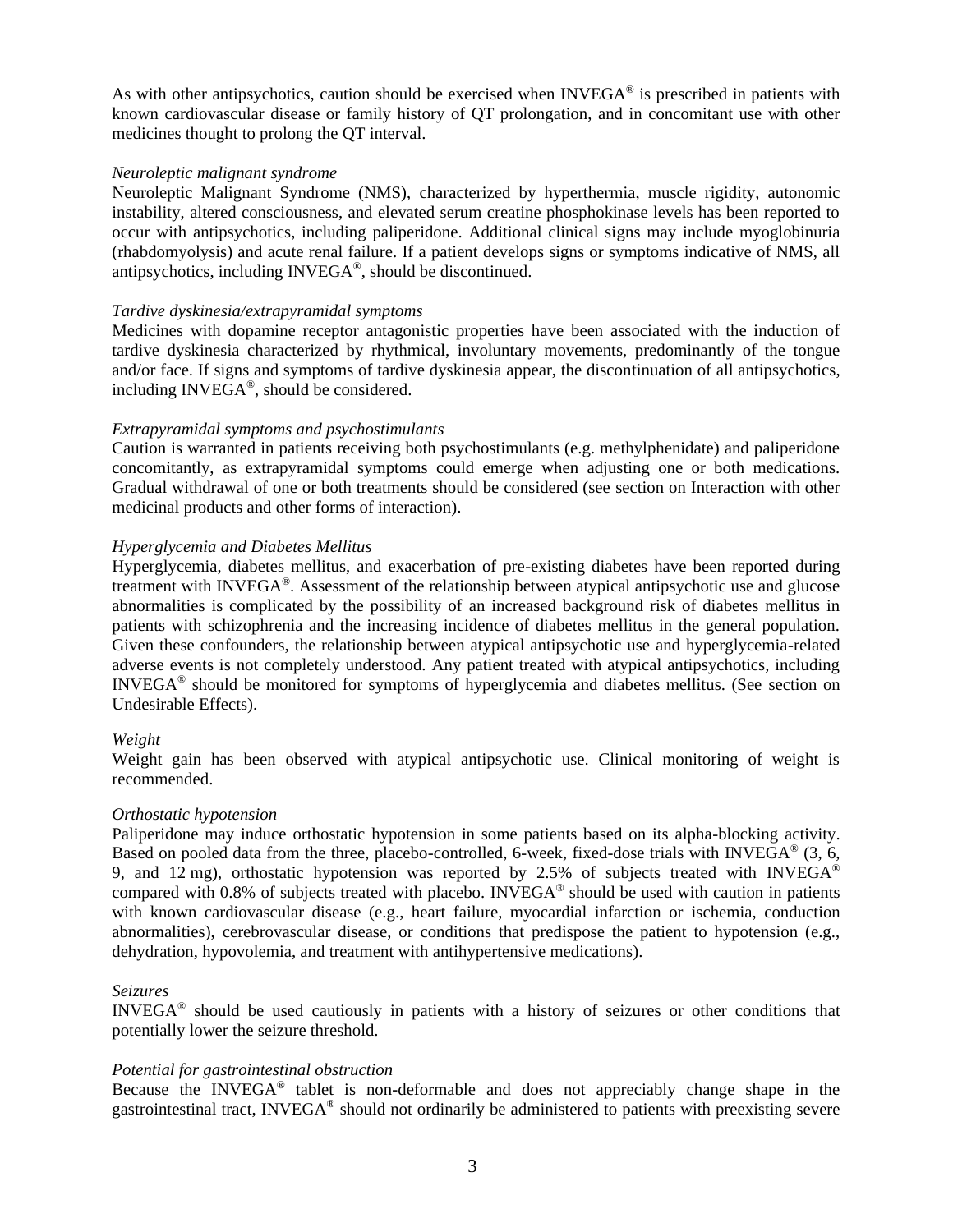As with other antipsychotics, caution should be exercised when INVEGA® is prescribed in patients with known cardiovascular disease or family history of QT prolongation, and in concomitant use with other medicines thought to prolong the QT interval.

*Neuroleptic malignant syndrome*

Neuroleptic Malignant Syndrome (NMS), characterized by hyperthermia, muscle rigidity, autonomic instability, altered consciousness, and elevated serum creatine phosphokinase levels has been reported to occur with antipsychotics, including paliperidone. Additional clinical signs may include myoglobinuria (rhabdomyolysis) and acute renal failure. If a patient develops signs or symptoms indicative of NMS, all antipsychotics, including INVEGA®, should be discontinued.

*Tardive dyskinesia/extrapyramidal symptoms*

Medicines with dopamine receptor antagonistic properties have been associated with the induction of tardive dyskinesia characterized by rhythmical, involuntary movements, predominantly of the tongue and/or face. If signs and symptoms of tardive dyskinesia appear, the discontinuation of all antipsychotics, including INVEGA®, should be considered.

*Extrapyramidal symptoms and psychostimulants*

Caution is warranted in patients receiving both psychostimulants (e.g. methylphenidate) and paliperidone concomitantly, as extrapyramidal symptoms could emerge when adjusting one or both medications. Gradual withdrawal of one or both treatments should be considered (see section on Interaction with other medicinal products and other forms of interaction).

*Hyperglycemia and Diabetes Mellitus*

Hyperglycemia, diabetes mellitus, and exacerbation of pre-existing diabetes have been reported during treatment with INVEGA®. Assessment of the relationship between atypical antipsychotic use and glucose abnormalities is complicated by the possibility of an increased background risk of diabetes mellitus in patients with schizophrenia and the increasing incidence of diabetes mellitus in the general population. Given these confounders, the relationship between atypical antipsychotic use and hyperglycemia-related adverse events is not completely understood. Any patient treated with atypical antipsychotics, including INVEGA® should be monitored for symptoms of hyperglycemia and diabetes mellitus. (See section on Undesirable Effects).

*Weight*

Weight gain has been observed with atypical antipsychotic use. Clinical monitoring of weight is recommended.

*Orthostatic hypotension*

Paliperidone may induce orthostatic hypotension in some patients based on its alpha-blocking activity. Based on pooled data from the three, placebo-controlled, 6-week, fixed-dose trials with INVEGA® (3, 6, 9, and 12 mg), orthostatic hypotension was reported by 2.5% of subjects treated with INVEGA® compared with 0.8% of subjects treated with placebo. INVEGA® should be used with caution in patients with known cardiovascular disease (e.g., heart failure, myocardial infarction or ischemia, conduction abnormalities), cerebrovascular disease, or conditions that predispose the patient to hypotension (e.g., dehydration, hypovolemia, and treatment with antihypertensive medications).

*Seizures*

INVEGA® should be used cautiously in patients with a history of seizures or other conditions that potentially lower the seizure threshold.

*Potential for gastrointestinal obstruction*

Because the INVEGA® tablet is non-deformable and does not appreciably change shape in the gastrointestinal tract, INVEGA® should not ordinarily be administered to patients with preexisting severe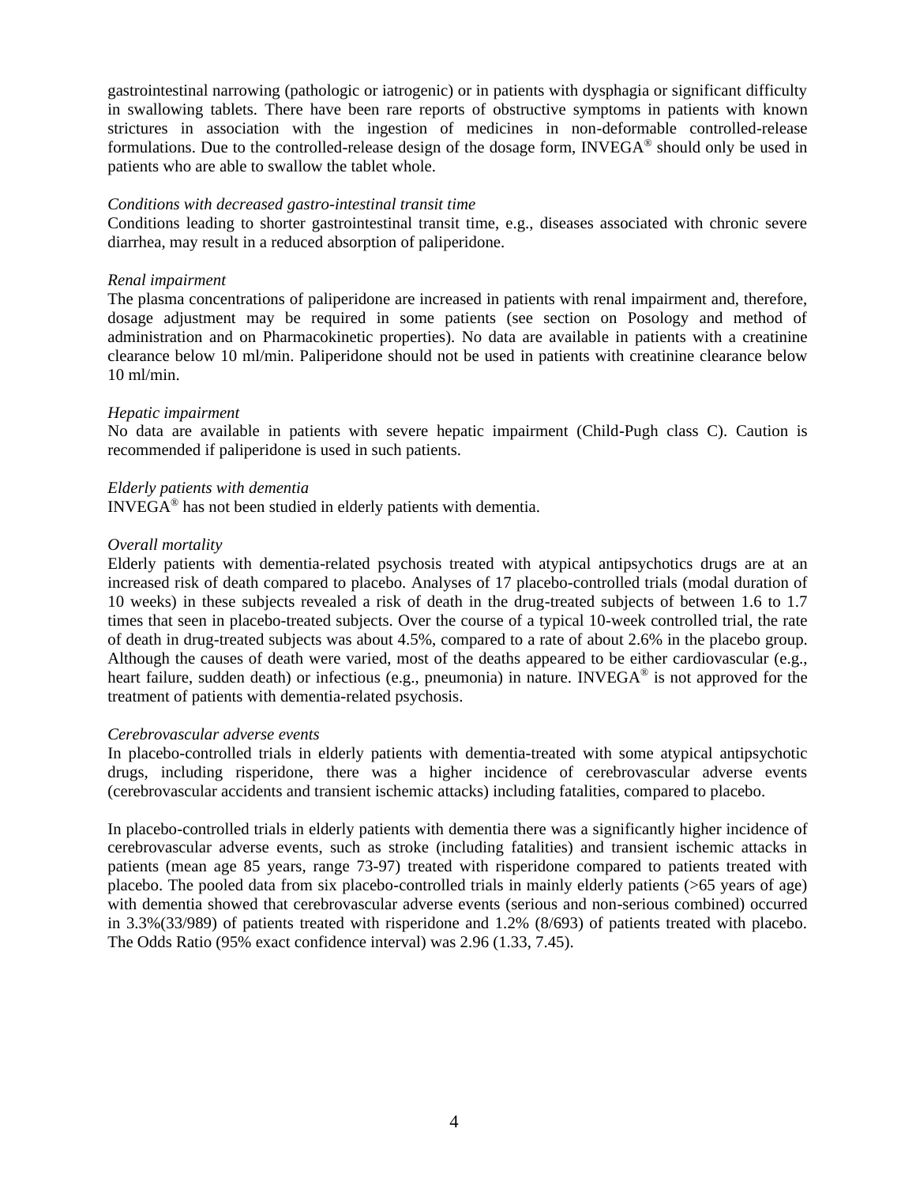gastrointestinal narrowing (pathologic or iatrogenic) or in patients with dysphagia or significant difficulty in swallowing tablets. There have been rare reports of obstructive symptoms in patients with known strictures in association with the ingestion of medicines in non-deformable controlled-release formulations. Due to the controlled-release design of the dosage form, INVEGA® should only be used in patients who are able to swallow the tablet whole.

*Conditions with decreased gastro-intestinal transit time*
Conditions leading to shorter gastrointestinal transit time, e.g., diseases associated with chronic severe diarrhea, may result in a reduced absorption of paliperidone.

*Renal impairment*
The plasma concentrations of paliperidone are increased in patients with renal impairment and, therefore, dosage adjustment may be required in some patients (see section on Posology and method of administration and on Pharmacokinetic properties). No data are available in patients with a creatinine clearance below 10 ml/min. Paliperidone should not be used in patients with creatinine clearance below 10 ml/min.

*Hepatic impairment*
No data are available in patients with severe hepatic impairment (Child-Pugh class C). Caution is recommended if paliperidone is used in such patients.

*Elderly patients with dementia*
INVEGA® has not been studied in elderly patients with dementia.

*Overall mortality*
Elderly patients with dementia-related psychosis treated with atypical antipsychotics drugs are at an increased risk of death compared to placebo. Analyses of 17 placebo-controlled trials (modal duration of 10 weeks) in these subjects revealed a risk of death in the drug-treated subjects of between 1.6 to 1.7 times that seen in placebo-treated subjects. Over the course of a typical 10-week controlled trial, the rate of death in drug-treated subjects was about 4.5%, compared to a rate of about 2.6% in the placebo group. Although the causes of death were varied, most of the deaths appeared to be either cardiovascular (e.g., heart failure, sudden death) or infectious (e.g., pneumonia) in nature. INVEGA® is not approved for the treatment of patients with dementia-related psychosis.

*Cerebrovascular adverse events*
In placebo-controlled trials in elderly patients with dementia-treated with some atypical antipsychotic drugs, including risperidone, there was a higher incidence of cerebrovascular adverse events (cerebrovascular accidents and transient ischemic attacks) including fatalities, compared to placebo.

In placebo-controlled trials in elderly patients with dementia there was a significantly higher incidence of cerebrovascular adverse events, such as stroke (including fatalities) and transient ischemic attacks in patients (mean age 85 years, range 73-97) treated with risperidone compared to patients treated with placebo. The pooled data from six placebo-controlled trials in mainly elderly patients (>65 years of age) with dementia showed that cerebrovascular adverse events (serious and non-serious combined) occurred in 3.3%(33/989) of patients treated with risperidone and 1.2% (8/693) of patients treated with placebo. The Odds Ratio (95% exact confidence interval) was 2.96 (1.33, 7.45).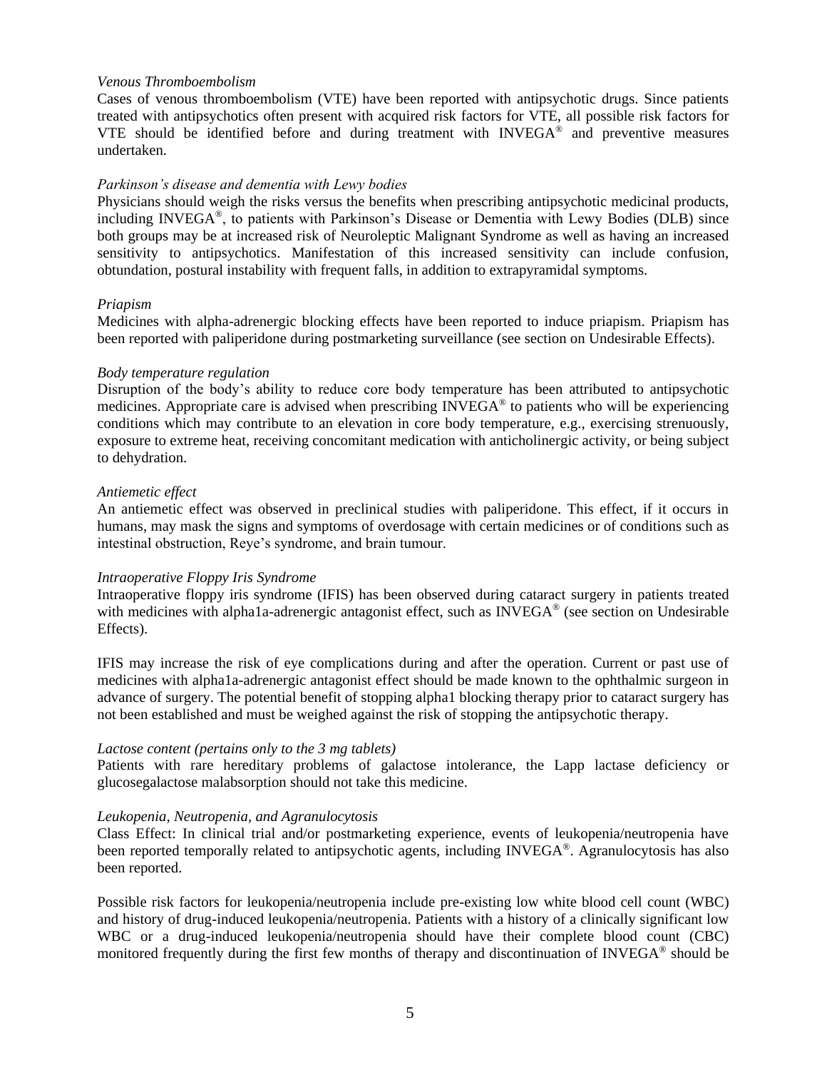*Venous Thromboembolism*

Cases of venous thromboembolism (VTE) have been reported with antipsychotic drugs. Since patients treated with antipsychotics often present with acquired risk factors for VTE, all possible risk factors for VTE should be identified before and during treatment with INVEGA® and preventive measures undertaken.

*Parkinson's disease and dementia with Lewy bodies*

Physicians should weigh the risks versus the benefits when prescribing antipsychotic medicinal products, including INVEGA®, to patients with Parkinson's Disease or Dementia with Lewy Bodies (DLB) since both groups may be at increased risk of Neuroleptic Malignant Syndrome as well as having an increased sensitivity to antipsychotics. Manifestation of this increased sensitivity can include confusion, obtundation, postural instability with frequent falls, in addition to extrapyramidal symptoms.

*Priapism*

Medicines with alpha-adrenergic blocking effects have been reported to induce priapism. Priapism has been reported with paliperidone during postmarketing surveillance (see section on Undesirable Effects).

*Body temperature regulation*

Disruption of the body's ability to reduce core body temperature has been attributed to antipsychotic medicines. Appropriate care is advised when prescribing INVEGA® to patients who will be experiencing conditions which may contribute to an elevation in core body temperature, e.g., exercising strenuously, exposure to extreme heat, receiving concomitant medication with anticholinergic activity, or being subject to dehydration.

*Antiemetic effect*

An antiemetic effect was observed in preclinical studies with paliperidone. This effect, if it occurs in humans, may mask the signs and symptoms of overdosage with certain medicines or of conditions such as intestinal obstruction, Reye's syndrome, and brain tumour.

*Intraoperative Floppy Iris Syndrome*

Intraoperative floppy iris syndrome (IFIS) has been observed during cataract surgery in patients treated with medicines with alpha1a-adrenergic antagonist effect, such as INVEGA® (see section on Undesirable Effects).

IFIS may increase the risk of eye complications during and after the operation. Current or past use of medicines with alpha1a-adrenergic antagonist effect should be made known to the ophthalmic surgeon in advance of surgery. The potential benefit of stopping alpha1 blocking therapy prior to cataract surgery has not been established and must be weighed against the risk of stopping the antipsychotic therapy.

*Lactose content (pertains only to the 3 mg tablets)*

Patients with rare hereditary problems of galactose intolerance, the Lapp lactase deficiency or glucosegalactose malabsorption should not take this medicine.

*Leukopenia, Neutropenia, and Agranulocytosis*

Class Effect: In clinical trial and/or postmarketing experience, events of leukopenia/neutropenia have been reported temporally related to antipsychotic agents, including INVEGA®. Agranulocytosis has also been reported.

Possible risk factors for leukopenia/neutropenia include pre-existing low white blood cell count (WBC) and history of drug-induced leukopenia/neutropenia. Patients with a history of a clinically significant low WBC or a drug-induced leukopenia/neutropenia should have their complete blood count (CBC) monitored frequently during the first few months of therapy and discontinuation of INVEGA® should be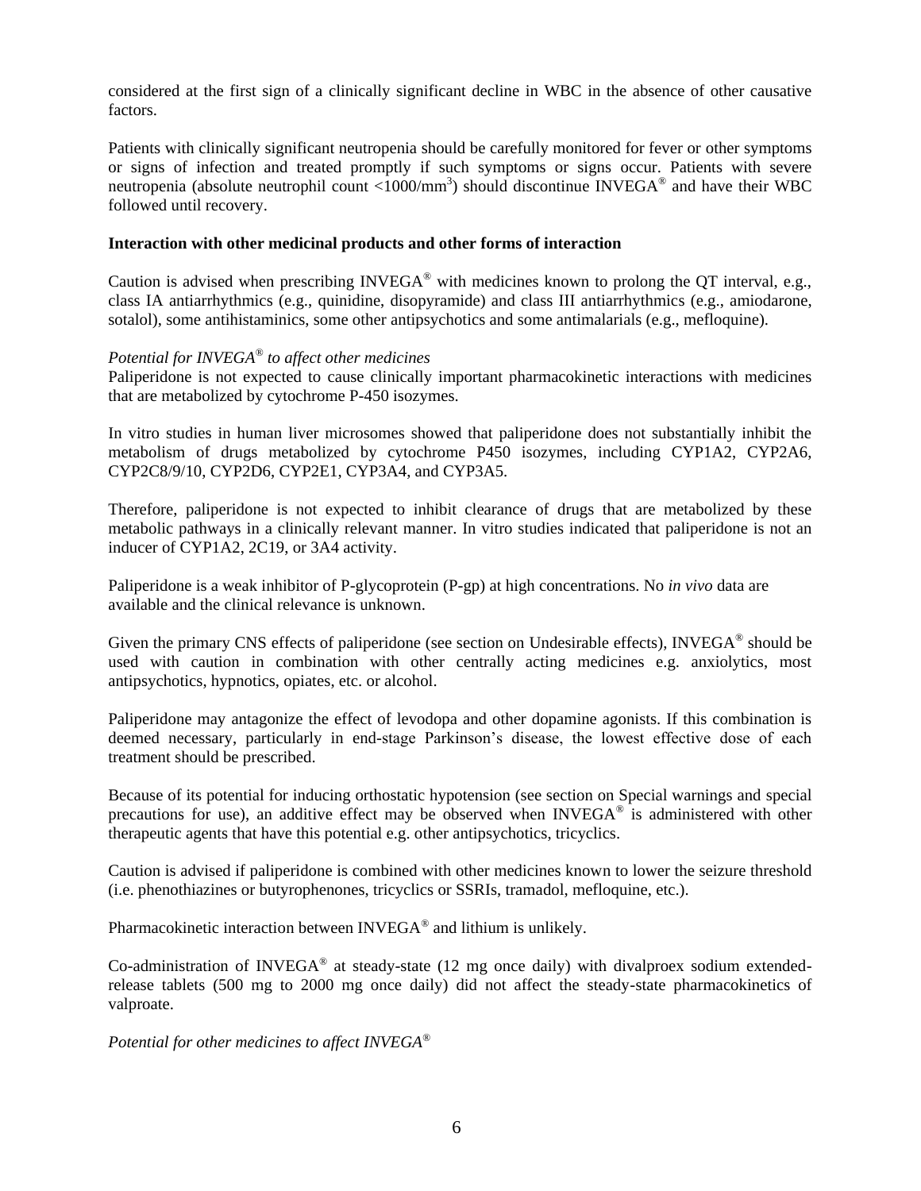considered at the first sign of a clinically significant decline in WBC in the absence of other causative factors.

Patients with clinically significant neutropenia should be carefully monitored for fever or other symptoms or signs of infection and treated promptly if such symptoms or signs occur. Patients with severe neutropenia (absolute neutrophil count <1000/mm$^3$) should discontinue INVEGA® and have their WBC followed until recovery.

**Interaction with other medicinal products and other forms of interaction**

Caution is advised when prescribing INVEGA® with medicines known to prolong the QT interval, e.g., class IA antiarrhythmics (e.g., quinidine, disopyramide) and class III antiarrhythmics (e.g., amiodarone, sotalol), some antihistaminics, some other antipsychotics and some antimalarials (e.g., mefloquine).

*Potential for INVEGA® to affect other medicines*

Paliperidone is not expected to cause clinically important pharmacokinetic interactions with medicines that are metabolized by cytochrome P-450 isozymes.

In vitro studies in human liver microsomes showed that paliperidone does not substantially inhibit the metabolism of drugs metabolized by cytochrome P450 isozymes, including CYP1A2, CYP2A6, CYP2C8/9/10, CYP2D6, CYP2E1, CYP3A4, and CYP3A5.

Therefore, paliperidone is not expected to inhibit clearance of drugs that are metabolized by these metabolic pathways in a clinically relevant manner. In vitro studies indicated that paliperidone is not an inducer of CYP1A2, 2C19, or 3A4 activity.

Paliperidone is a weak inhibitor of P-glycoprotein (P-gp) at high concentrations. No *in vivo* data are available and the clinical relevance is unknown.

Given the primary CNS effects of paliperidone (see section on Undesirable effects), INVEGA® should be used with caution in combination with other centrally acting medicines e.g. anxiolytics, most antipsychotics, hypnotics, opiates, etc. or alcohol.

Paliperidone may antagonize the effect of levodopa and other dopamine agonists. If this combination is deemed necessary, particularly in end-stage Parkinson's disease, the lowest effective dose of each treatment should be prescribed.

Because of its potential for inducing orthostatic hypotension (see section on Special warnings and special precautions for use), an additive effect may be observed when INVEGA® is administered with other therapeutic agents that have this potential e.g. other antipsychotics, tricyclics.

Caution is advised if paliperidone is combined with other medicines known to lower the seizure threshold (i.e. phenothiazines or butyrophenones, tricyclics or SSRIs, tramadol, mefloquine, etc.).

Pharmacokinetic interaction between INVEGA® and lithium is unlikely.

Co-administration of INVEGA® at steady-state (12 mg once daily) with divalproex sodium extended-release tablets (500 mg to 2000 mg once daily) did not affect the steady-state pharmacokinetics of valproate.

*Potential for other medicines to affect INVEGA®*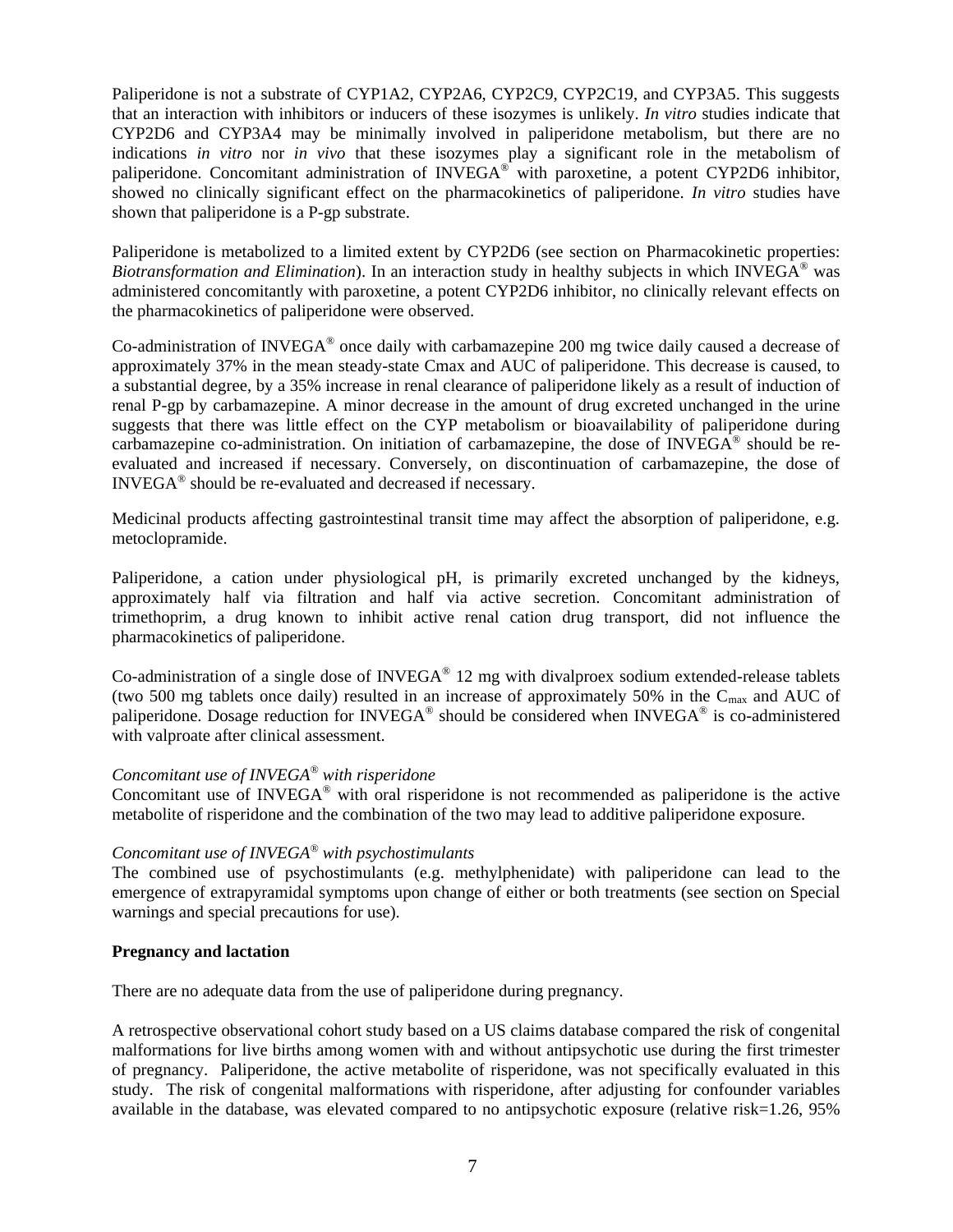Paliperidone is not a substrate of CYP1A2, CYP2A6, CYP2C9, CYP2C19, and CYP3A5. This suggests that an interaction with inhibitors or inducers of these isozymes is unlikely. *In vitro* studies indicate that CYP2D6 and CYP3A4 may be minimally involved in paliperidone metabolism, but there are no indications *in vitro* nor *in vivo* that these isozymes play a significant role in the metabolism of paliperidone. Concomitant administration of INVEGA® with paroxetine, a potent CYP2D6 inhibitor, showed no clinically significant effect on the pharmacokinetics of paliperidone. *In vitro* studies have shown that paliperidone is a P-gp substrate.

Paliperidone is metabolized to a limited extent by CYP2D6 (see section on Pharmacokinetic properties: *Biotransformation and Elimination*). In an interaction study in healthy subjects in which INVEGA® was administered concomitantly with paroxetine, a potent CYP2D6 inhibitor, no clinically relevant effects on the pharmacokinetics of paliperidone were observed.

Co-administration of INVEGA® once daily with carbamazepine 200 mg twice daily caused a decrease of approximately 37% in the mean steady-state Cmax and AUC of paliperidone. This decrease is caused, to a substantial degree, by a 35% increase in renal clearance of paliperidone likely as a result of induction of renal P-gp by carbamazepine. A minor decrease in the amount of drug excreted unchanged in the urine suggests that there was little effect on the CYP metabolism or bioavailability of paliperidone during carbamazepine co-administration. On initiation of carbamazepine, the dose of INVEGA® should be re-evaluated and increased if necessary. Conversely, on discontinuation of carbamazepine, the dose of INVEGA® should be re-evaluated and decreased if necessary.

Medicinal products affecting gastrointestinal transit time may affect the absorption of paliperidone, e.g. metoclopramide.

Paliperidone, a cation under physiological pH, is primarily excreted unchanged by the kidneys, approximately half via filtration and half via active secretion. Concomitant administration of trimethoprim, a drug known to inhibit active renal cation drug transport, did not influence the pharmacokinetics of paliperidone.

Co-administration of a single dose of INVEGA® 12 mg with divalproex sodium extended-release tablets (two 500 mg tablets once daily) resulted in an increase of approximately 50% in the $C_{max}$ and AUC of paliperidone. Dosage reduction for INVEGA® should be considered when INVEGA® is co-administered with valproate after clinical assessment.

*Concomitant use of INVEGA® with risperidone*

Concomitant use of INVEGA® with oral risperidone is not recommended as paliperidone is the active metabolite of risperidone and the combination of the two may lead to additive paliperidone exposure.

*Concomitant use of INVEGA® with psychostimulants*

The combined use of psychostimulants (e.g. methylphenidate) with paliperidone can lead to the emergence of extrapyramidal symptoms upon change of either or both treatments (see section on Special warnings and special precautions for use).

**Pregnancy and lactation**

There are no adequate data from the use of paliperidone during pregnancy.

A retrospective observational cohort study based on a US claims database compared the risk of congenital malformations for live births among women with and without antipsychotic use during the first trimester of pregnancy. Paliperidone, the active metabolite of risperidone, was not specifically evaluated in this study. The risk of congenital malformations with risperidone, after adjusting for confounder variables available in the database, was elevated compared to no antipsychotic exposure (relative risk=1.26, 95%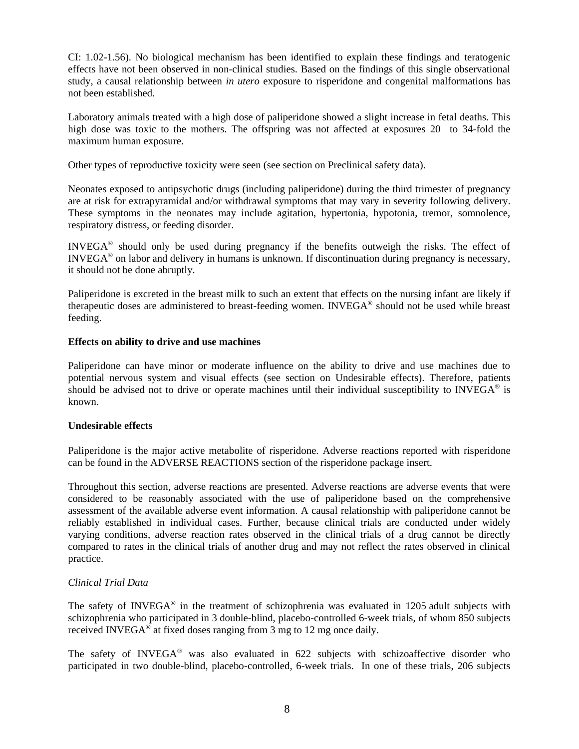CI: 1.02-1.56). No biological mechanism has been identified to explain these findings and teratogenic effects have not been observed in non-clinical studies. Based on the findings of this single observational study, a causal relationship between *in utero* exposure to risperidone and congenital malformations has not been established.

Laboratory animals treated with a high dose of paliperidone showed a slight increase in fetal deaths. This high dose was toxic to the mothers. The offspring was not affected at exposures 20 to 34-fold the maximum human exposure.

Other types of reproductive toxicity were seen (see section on Preclinical safety data).

Neonates exposed to antipsychotic drugs (including paliperidone) during the third trimester of pregnancy are at risk for extrapyramidal and/or withdrawal symptoms that may vary in severity following delivery. These symptoms in the neonates may include agitation, hypertonia, hypotonia, tremor, somnolence, respiratory distress, or feeding disorder.

INVEGA® should only be used during pregnancy if the benefits outweigh the risks. The effect of INVEGA® on labor and delivery in humans is unknown. If discontinuation during pregnancy is necessary, it should not be done abruptly.

Paliperidone is excreted in the breast milk to such an extent that effects on the nursing infant are likely if therapeutic doses are administered to breast-feeding women. INVEGA® should not be used while breast feeding.

**Effects on ability to drive and use machines**

Paliperidone can have minor or moderate influence on the ability to drive and use machines due to potential nervous system and visual effects (see section on Undesirable effects). Therefore, patients should be advised not to drive or operate machines until their individual susceptibility to INVEGA® is known.

**Undesirable effects**

Paliperidone is the major active metabolite of risperidone. Adverse reactions reported with risperidone can be found in the ADVERSE REACTIONS section of the risperidone package insert.

Throughout this section, adverse reactions are presented. Adverse reactions are adverse events that were considered to be reasonably associated with the use of paliperidone based on the comprehensive assessment of the available adverse event information. A causal relationship with paliperidone cannot be reliably established in individual cases. Further, because clinical trials are conducted under widely varying conditions, adverse reaction rates observed in the clinical trials of a drug cannot be directly compared to rates in the clinical trials of another drug and may not reflect the rates observed in clinical practice.

*Clinical Trial Data*

The safety of INVEGA® in the treatment of schizophrenia was evaluated in 1205 adult subjects with schizophrenia who participated in 3 double-blind, placebo-controlled 6-week trials, of whom 850 subjects received INVEGA® at fixed doses ranging from 3 mg to 12 mg once daily.

The safety of INVEGA® was also evaluated in 622 subjects with schizoaffective disorder who participated in two double-blind, placebo-controlled, 6-week trials. In one of these trials, 206 subjects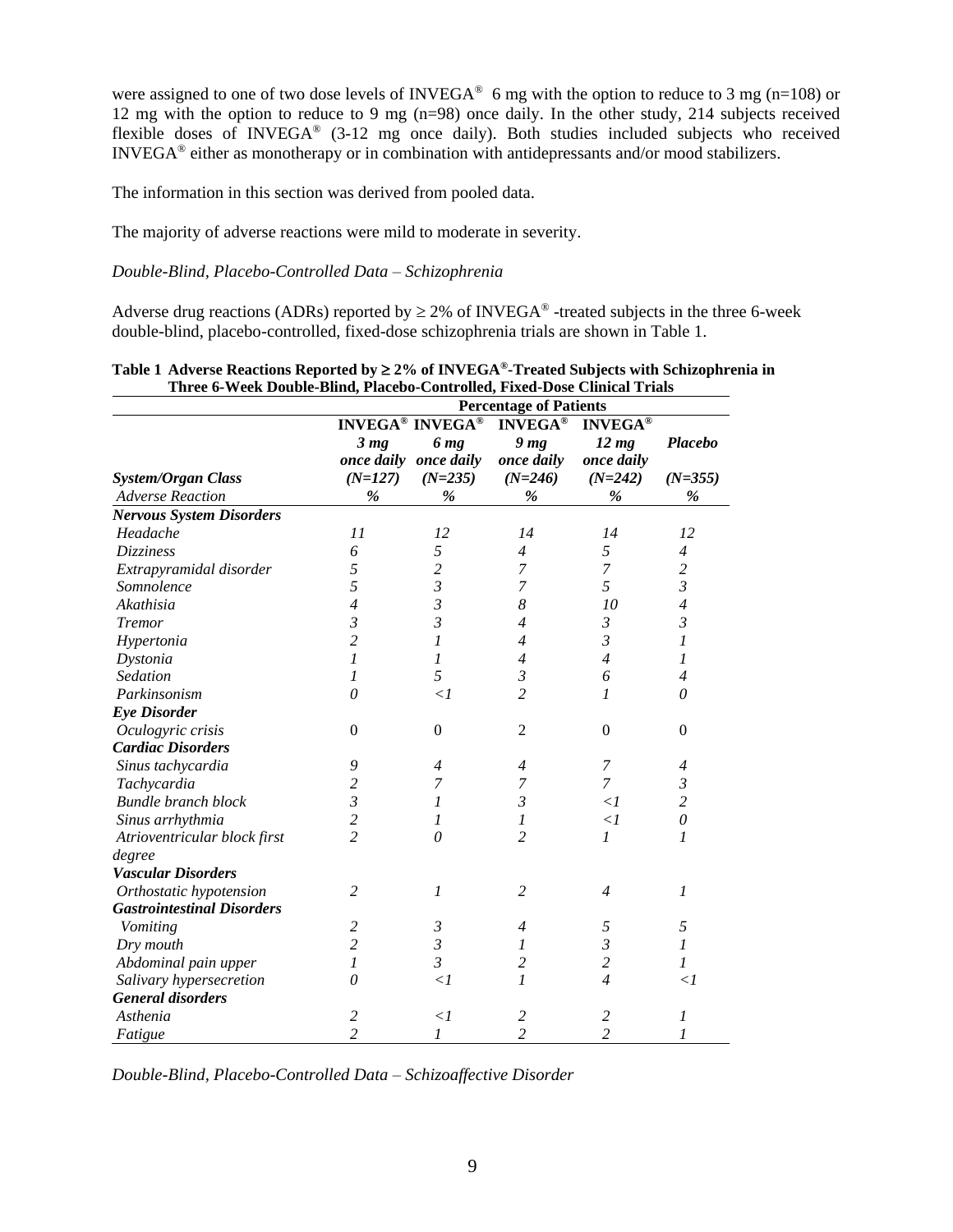were assigned to one of two dose levels of INVEGA® 6 mg with the option to reduce to 3 mg (n=108) or 12 mg with the option to reduce to 9 mg (n=98) once daily. In the other study, 214 subjects received flexible doses of INVEGA® (3-12 mg once daily). Both studies included subjects who received INVEGA® either as monotherapy or in combination with antidepressants and/or mood stabilizers.

The information in this section was derived from pooled data.

The majority of adverse reactions were mild to moderate in severity.

*Double-Blind, Placebo-Controlled Data – Schizophrenia*

Adverse drug reactions (ADRs) reported by ≥ 2% of INVEGA® -treated subjects in the three 6-week double-blind, placebo-controlled, fixed-dose schizophrenia trials are shown in Table 1.

**Table 1 Adverse Reactions Reported by ≥ 2% of INVEGA®-Treated Subjects with Schizophrenia in Three 6-Week Double-Blind, Placebo-Controlled, Fixed-Dose Clinical Trials**

| | Percentage of Patients | | | | |
|---|---|---|---|---|---|
| **System/Organ Class** | **INVEGA®** *3 mg once daily (N=127)* | **INVEGA®** *6 mg once daily (N=235)* | **INVEGA®** *9 mg once daily (N=246)* | **INVEGA®** *12 mg once daily (N=242)* | *Placebo (N=355)* |
| *Adverse Reaction* | *%* | *%* | *%* | *%* | *%* |
| ***Nervous System Disorders*** | | | | | |
| *Headache* | *11* | *12* | *14* | *14* | *12* |
| *Dizziness* | *6* | *5* | *4* | *5* | *4* |
| *Extrapyramidal disorder* | *5* | *2* | *7* | *7* | *2* |
| *Somnolence* | *5* | *3* | *7* | *5* | *3* |
| *Akathisia* | *4* | *3* | *8* | *10* | *4* |
| *Tremor* | *3* | *3* | *4* | *3* | *3* |
| *Hypertonia* | *2* | *1* | *4* | *3* | *1* |
| *Dystonia* | *1* | *1* | *4* | *4* | *1* |
| *Sedation* | *1* | *5* | *3* | *6* | *4* |
| *Parkinsonism* | *0* | *<1* | *2* | *1* | *0* |
| ***Eye Disorder*** | | | | | |
| *Oculogyric crisis* | 0 | 0 | 2 | 0 | 0 |
| ***Cardiac Disorders*** | | | | | |
| *Sinus tachycardia* | *9* | *4* | *4* | *7* | *4* |
| *Tachycardia* | *2* | *7* | *7* | *7* | *3* |
| *Bundle branch block* | *3* | *1* | *3* | *<1* | *2* |
| *Sinus arrhythmia* | *2* | *1* | *1* | *<1* | *0* |
| *Atrioventricular block first degree* | *2* | *0* | *2* | *1* | *1* |
| ***Vascular Disorders*** | | | | | |
| *Orthostatic hypotension* | *2* | *1* | *2* | *4* | *1* |
| ***Gastrointestinal Disorders*** | | | | | |
| *Vomiting* | *2* | *3* | *4* | *5* | *5* |
| *Dry mouth* | *2* | *3* | *1* | *3* | *1* |
| *Abdominal pain upper* | *1* | *3* | *2* | *2* | *1* |
| *Salivary hypersecretion* | *0* | *<1* | *1* | *4* | *<1* |
| ***General disorders*** | | | | | |
| *Asthenia* | *2* | *<1* | *2* | *2* | *1* |
| *Fatigue* | *2* | *1* | *2* | *2* | *1* |

*Double-Blind, Placebo-Controlled Data – Schizoaffective Disorder*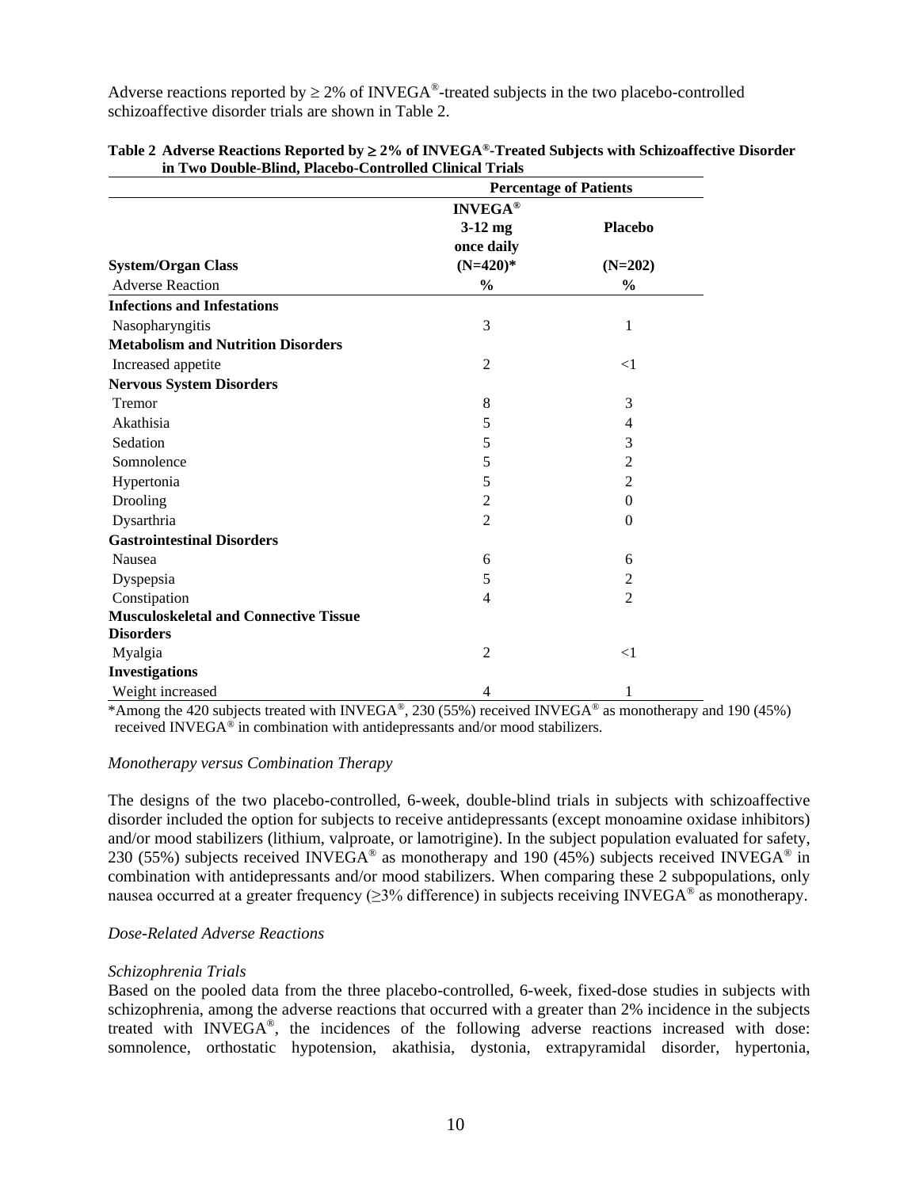Adverse reactions reported by ≥ 2% of INVEGA®-treated subjects in the two placebo-controlled schizoaffective disorder trials are shown in Table 2.

**Table 2 Adverse Reactions Reported by ≥ 2% of INVEGA®-Treated Subjects with Schizoaffective Disorder in Two Double-Blind, Placebo-Controlled Clinical Trials**

| | Percentage of Patients | |
|---|---|---|
| **System/Organ Class** | **INVEGA® 3-12 mg once daily (N=420)*** | **Placebo (N=202)** |
| Adverse Reaction | **%** | **%** |
| **Infections and Infestations** | | |
| Nasopharyngitis | 3 | 1 |
| **Metabolism and Nutrition Disorders** | | |
| Increased appetite | 2 | <1 |
| **Nervous System Disorders** | | |
| Tremor | 8 | 3 |
| Akathisia | 5 | 4 |
| Sedation | 5 | 3 |
| Somnolence | 5 | 2 |
| Hypertonia | 5 | 2 |
| Drooling | 2 | 0 |
| Dysarthria | 2 | 0 |
| **Gastrointestinal Disorders** | | |
| Nausea | 6 | 6 |
| Dyspepsia | 5 | 2 |
| Constipation | 4 | 2 |
| **Musculoskeletal and Connective Tissue Disorders** | | |
| Myalgia | 2 | <1 |
| **Investigations** | | |
| Weight increased | 4 | 1 |

*Among the 420 subjects treated with INVEGA®, 230 (55%) received INVEGA® as monotherapy and 190 (45%) received INVEGA® in combination with antidepressants and/or mood stabilizers.

*Monotherapy versus Combination Therapy*

The designs of the two placebo-controlled, 6-week, double-blind trials in subjects with schizoaffective disorder included the option for subjects to receive antidepressants (except monoamine oxidase inhibitors) and/or mood stabilizers (lithium, valproate, or lamotrigine). In the subject population evaluated for safety, 230 (55%) subjects received INVEGA® as monotherapy and 190 (45%) subjects received INVEGA® in combination with antidepressants and/or mood stabilizers. When comparing these 2 subpopulations, only nausea occurred at a greater frequency (≥3% difference) in subjects receiving INVEGA® as monotherapy.

*Dose-Related Adverse Reactions*

*Schizophrenia Trials*

Based on the pooled data from the three placebo-controlled, 6-week, fixed-dose studies in subjects with schizophrenia, among the adverse reactions that occurred with a greater than 2% incidence in the subjects treated with INVEGA®, the incidences of the following adverse reactions increased with dose: somnolence, orthostatic hypotension, akathisia, dystonia, extrapyramidal disorder, hypertonia,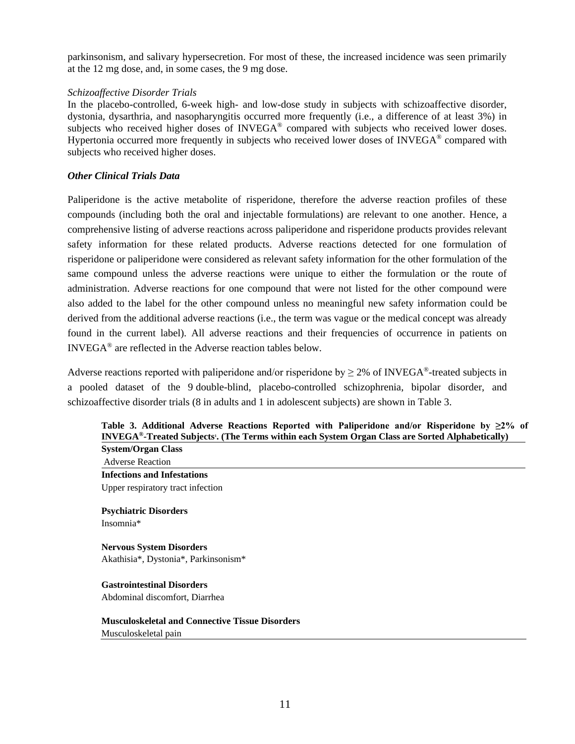parkinsonism, and salivary hypersecretion. For most of these, the increased incidence was seen primarily at the 12 mg dose, and, in some cases, the 9 mg dose.

*Schizoaffective Disorder Trials*

In the placebo-controlled, 6-week high- and low-dose study in subjects with schizoaffective disorder, dystonia, dysarthria, and nasopharyngitis occurred more frequently (i.e., a difference of at least 3%) in subjects who received higher doses of INVEGA® compared with subjects who received lower doses. Hypertonia occurred more frequently in subjects who received lower doses of INVEGA® compared with subjects who received higher doses.

***Other Clinical Trials Data***

Paliperidone is the active metabolite of risperidone, therefore the adverse reaction profiles of these compounds (including both the oral and injectable formulations) are relevant to one another. Hence, a comprehensive listing of adverse reactions across paliperidone and risperidone products provides relevant safety information for these related products. Adverse reactions detected for one formulation of risperidone or paliperidone were considered as relevant safety information for the other formulation of the same compound unless the adverse reactions were unique to either the formulation or the route of administration. Adverse reactions for one compound that were not listed for the other compound were also added to the label for the other compound unless no meaningful new safety information could be derived from the additional adverse reactions (i.e., the term was vague or the medical concept was already found in the current label). All adverse reactions and their frequencies of occurrence in patients on INVEGA® are reflected in the Adverse reaction tables below.

Adverse reactions reported with paliperidone and/or risperidone by ≥ 2% of INVEGA®-treated subjects in a pooled dataset of the 9 double-blind, placebo-controlled schizophrenia, bipolar disorder, and schizoaffective disorder trials (8 in adults and 1 in adolescent subjects) are shown in Table 3.

**Table 3. Additional Adverse Reactions Reported with Paliperidone and/or Risperidone by ≥2% of INVEGA®-Treated Subjects[a]. (The Terms within each System Organ Class are Sorted Alphabetically)**

| System/Organ Class<br>Adverse Reaction |
|---|
| **Infections and Infestations** |
| Upper respiratory tract infection |
| **Psychiatric Disorders** |
| Insomnia* |
| **Nervous System Disorders** |
| Akathisia*, Dystonia*, Parkinsonism* |
| **Gastrointestinal Disorders** |
| Abdominal discomfort, Diarrhea |
| **Musculoskeletal and Connective Tissue Disorders** |
| Musculoskeletal pain |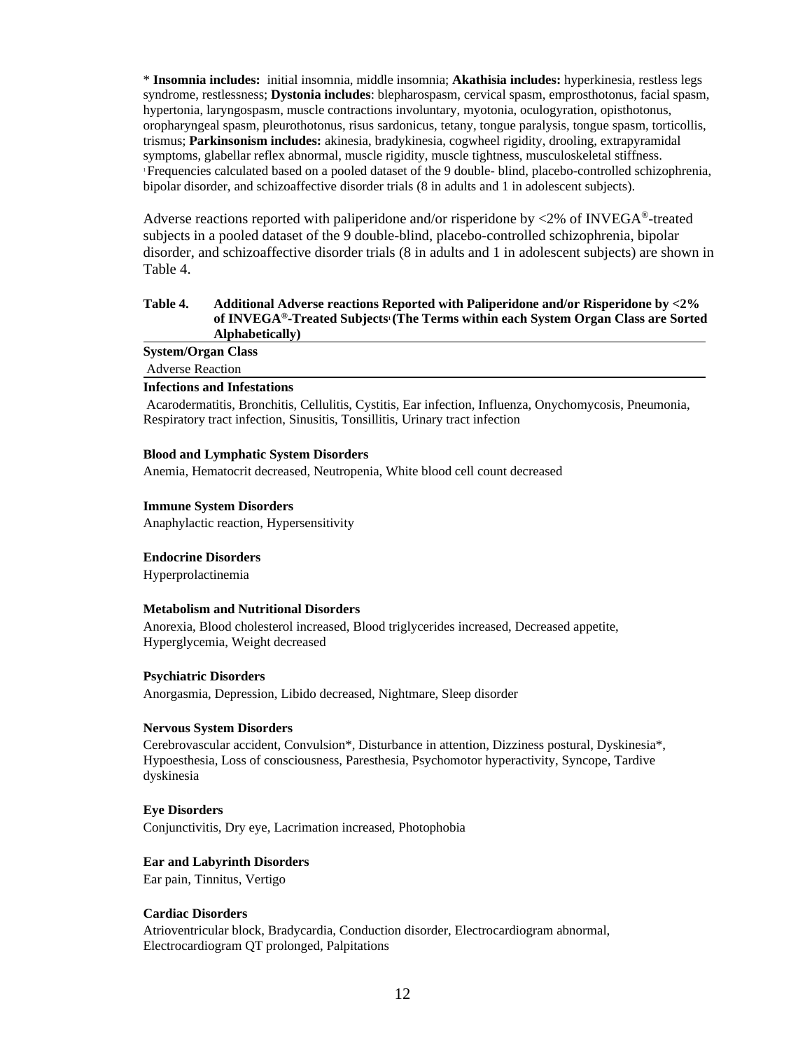* **Insomnia includes:** initial insomnia, middle insomnia; **Akathisia includes:** hyperkinesia, restless legs syndrome, restlessness; **Dystonia includes**: blepharospasm, cervical spasm, emprosthotonus, facial spasm, hypertonia, laryngospasm, muscle contractions involuntary, myotonia, oculogyration, opisthotonus, oropharyngeal spasm, pleurothotonus, risus sardonicus, tetany, tongue paralysis, tongue spasm, torticollis, trismus; **Parkinsonism includes:** akinesia, bradykinesia, cogwheel rigidity, drooling, extrapyramidal symptoms, glabellar reflex abnormal, muscle rigidity, muscle tightness, musculoskeletal stiffness.
[1] Frequencies calculated based on a pooled dataset of the 9 double- blind, placebo-controlled schizophrenia, bipolar disorder, and schizoaffective disorder trials (8 in adults and 1 in adolescent subjects).

Adverse reactions reported with paliperidone and/or risperidone by <2% of INVEGA®-treated subjects in a pooled dataset of the 9 double-blind, placebo-controlled schizophrenia, bipolar disorder, and schizoaffective disorder trials (8 in adults and 1 in adolescent subjects) are shown in Table 4.

**Table 4. Additional Adverse reactions Reported with Paliperidone and/or Risperidone by <2% of INVEGA®-Treated Subjects[1] (The Terms within each System Organ Class are Sorted Alphabetically)**

| **System/Organ Class**<br>Adverse Reaction |
|---|
| **Infections and Infestations** |
| Acarodermatitis, Bronchitis, Cellulitis, Cystitis, Ear infection, Influenza, Onychomycosis, Pneumonia, Respiratory tract infection, Sinusitis, Tonsillitis, Urinary tract infection |
| **Blood and Lymphatic System Disorders** |
| Anemia, Hematocrit decreased, Neutropenia, White blood cell count decreased |
| **Immune System Disorders** |
| Anaphylactic reaction, Hypersensitivity |
| **Endocrine Disorders** |
| Hyperprolactinemia |
| **Metabolism and Nutritional Disorders** |
| Anorexia, Blood cholesterol increased, Blood triglycerides increased, Decreased appetite, Hyperglycemia, Weight decreased |
| **Psychiatric Disorders** |
| Anorgasmia, Depression, Libido decreased, Nightmare, Sleep disorder |
| **Nervous System Disorders** |
| Cerebrovascular accident, Convulsion*, Disturbance in attention, Dizziness postural, Dyskinesia*, Hypoesthesia, Loss of consciousness, Paresthesia, Psychomotor hyperactivity, Syncope, Tardive dyskinesia |
| **Eye Disorders** |
| Conjunctivitis, Dry eye, Lacrimation increased, Photophobia |
| **Ear and Labyrinth Disorders** |
| Ear pain, Tinnitus, Vertigo |
| **Cardiac Disorders** |
| Atrioventricular block, Bradycardia, Conduction disorder, Electrocardiogram abnormal, Electrocardiogram QT prolonged, Palpitations |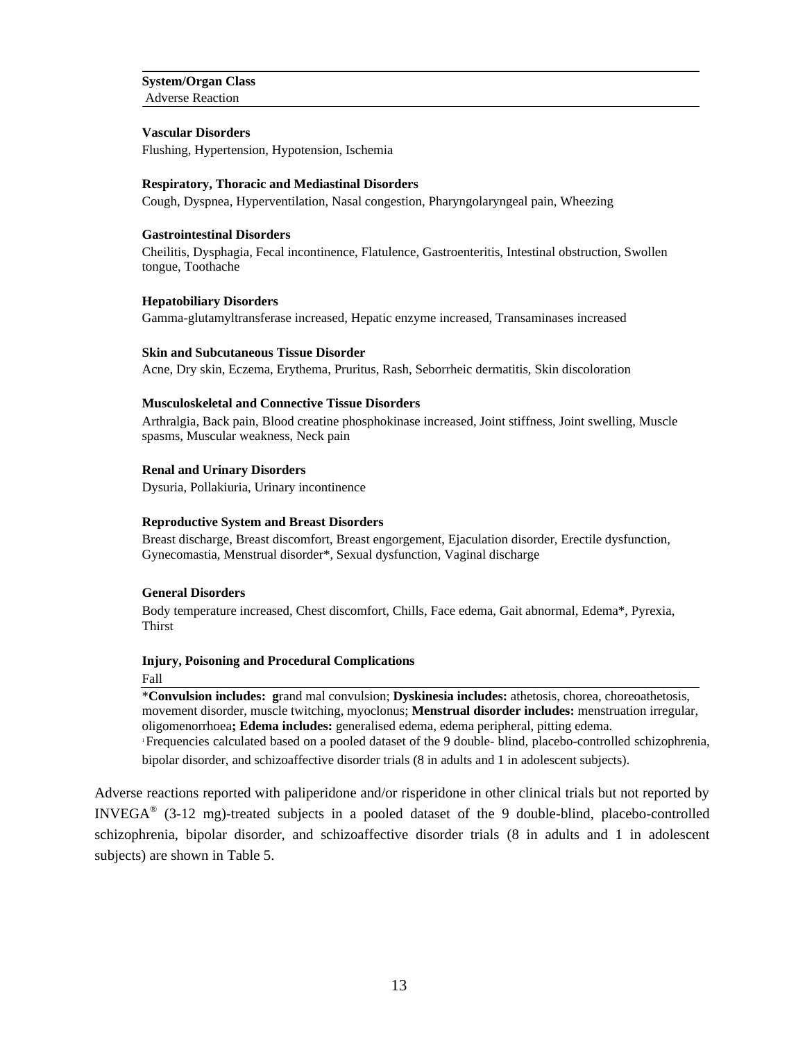| System/Organ Class<br>Adverse Reaction |
|---|
| **Vascular Disorders** |
| Flushing, Hypertension, Hypotension, Ischemia |
| **Respiratory, Thoracic and Mediastinal Disorders** |
| Cough, Dyspnea, Hyperventilation, Nasal congestion, Pharyngolaryngeal pain, Wheezing |
| **Gastrointestinal Disorders** |
| Cheilitis, Dysphagia, Fecal incontinence, Flatulence, Gastroenteritis, Intestinal obstruction, Swollen tongue, Toothache |
| **Hepatobiliary Disorders** |
| Gamma-glutamyltransferase increased, Hepatic enzyme increased, Transaminases increased |
| **Skin and Subcutaneous Tissue Disorder** |
| Acne, Dry skin, Eczema, Erythema, Pruritus, Rash, Seborrheic dermatitis, Skin discoloration |
| **Musculoskeletal and Connective Tissue Disorders** |
| Arthralgia, Back pain, Blood creatine phosphokinase increased, Joint stiffness, Joint swelling, Muscle spasms, Muscular weakness, Neck pain |
| **Renal and Urinary Disorders** |
| Dysuria, Pollakiuria, Urinary incontinence |
| **Reproductive System and Breast Disorders** |
| Breast discharge, Breast discomfort, Breast engorgement, Ejaculation disorder, Erectile dysfunction, Gynecomastia, Menstrual disorder*, Sexual dysfunction, Vaginal discharge |
| **General Disorders** |
| Body temperature increased, Chest discomfort, Chills, Face edema, Gait abnormal, Edema*, Pyrexia, Thirst |
| **Injury, Poisoning and Procedural Complications** |
| Fall |

*__Convulsion includes:__ grand mal convulsion; **Dyskinesia includes:** athetosis, chorea, choreoathetosis, movement disorder, muscle twitching, myoclonus; **Menstrual disorder includes:** menstruation irregular, oligomenorrhoea**; Edema includes:** generalised edema, edema peripheral, pitting edema.

[1] Frequencies calculated based on a pooled dataset of the 9 double- blind, placebo-controlled schizophrenia, bipolar disorder, and schizoaffective disorder trials (8 in adults and 1 in adolescent subjects).

Adverse reactions reported with paliperidone and/or risperidone in other clinical trials but not reported by INVEGA® (3-12 mg)-treated subjects in a pooled dataset of the 9 double-blind, placebo-controlled schizophrenia, bipolar disorder, and schizoaffective disorder trials (8 in adults and 1 in adolescent subjects) are shown in Table 5.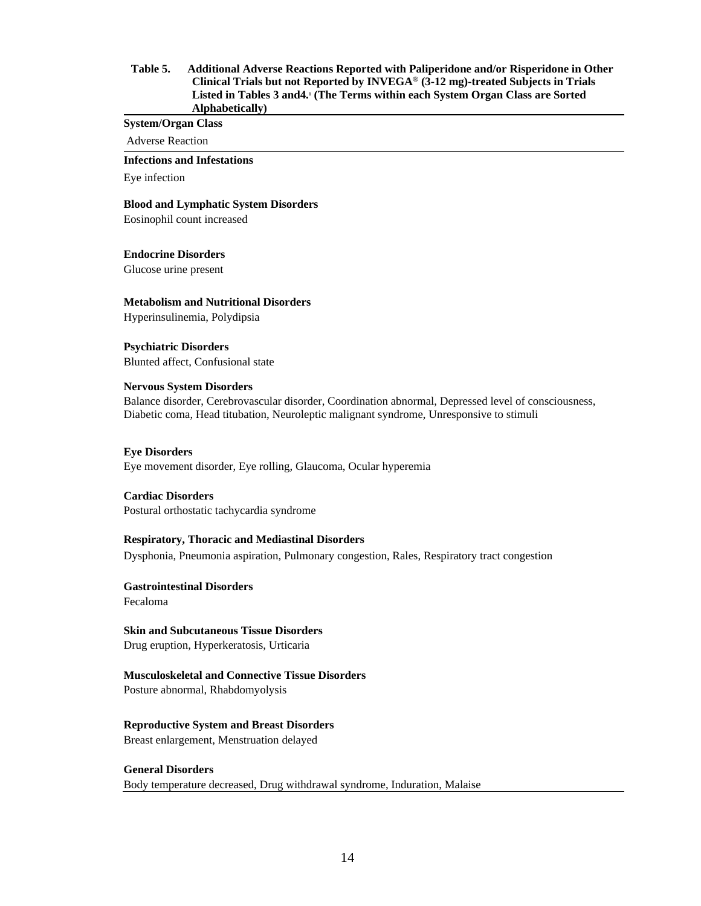**Table 5. Additional Adverse Reactions Reported with Paliperidone and/or Risperidone in Other Clinical Trials but not Reported by INVEGA® (3-12 mg)-treated Subjects in Trials Listed in Tables 3 and4.[1] (The Terms within each System Organ Class are Sorted Alphabetically)**

| System/Organ Class<br>Adverse Reaction |
|---|
| **Infections and Infestations** |
| Eye infection |
| **Blood and Lymphatic System Disorders** |
| Eosinophil count increased |
| **Endocrine Disorders** |
| Glucose urine present |
| **Metabolism and Nutritional Disorders** |
| Hyperinsulinemia, Polydipsia |
| **Psychiatric Disorders** |
| Blunted affect, Confusional state |
| **Nervous System Disorders** |
| Balance disorder, Cerebrovascular disorder, Coordination abnormal, Depressed level of consciousness, Diabetic coma, Head titubation, Neuroleptic malignant syndrome, Unresponsive to stimuli |
| **Eye Disorders** |
| Eye movement disorder, Eye rolling, Glaucoma, Ocular hyperemia |
| **Cardiac Disorders** |
| Postural orthostatic tachycardia syndrome |
| **Respiratory, Thoracic and Mediastinal Disorders** |
| Dysphonia, Pneumonia aspiration, Pulmonary congestion, Rales, Respiratory tract congestion |
| **Gastrointestinal Disorders** |
| Fecaloma |
| **Skin and Subcutaneous Tissue Disorders** |
| Drug eruption, Hyperkeratosis, Urticaria |
| **Musculoskeletal and Connective Tissue Disorders** |
| Posture abnormal, Rhabdomyolysis |
| **Reproductive System and Breast Disorders** |
| Breast enlargement, Menstruation delayed |
| **General Disorders** |
| Body temperature decreased, Drug withdrawal syndrome, Induration, Malaise |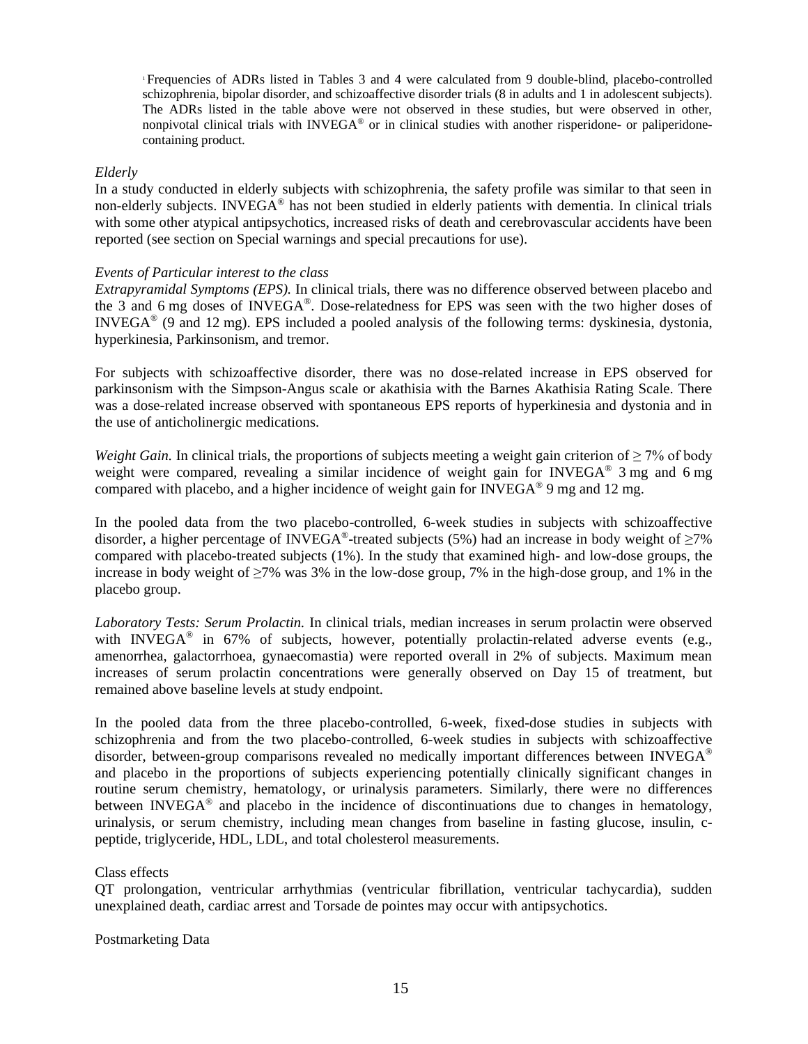[1] Frequencies of ADRs listed in Tables 3 and 4 were calculated from 9 double-blind, placebo-controlled schizophrenia, bipolar disorder, and schizoaffective disorder trials (8 in adults and 1 in adolescent subjects). The ADRs listed in the table above were not observed in these studies, but were observed in other, nonpivotal clinical trials with INVEGA® or in clinical studies with another risperidone- or paliperidone-containing product.

*Elderly*

In a study conducted in elderly subjects with schizophrenia, the safety profile was similar to that seen in non-elderly subjects. INVEGA® has not been studied in elderly patients with dementia. In clinical trials with some other atypical antipsychotics, increased risks of death and cerebrovascular accidents have been reported (see section on Special warnings and special precautions for use).

*Events of Particular interest to the class*

*Extrapyramidal Symptoms (EPS).* In clinical trials, there was no difference observed between placebo and the 3 and 6 mg doses of INVEGA®. Dose-relatedness for EPS was seen with the two higher doses of INVEGA® (9 and 12 mg). EPS included a pooled analysis of the following terms: dyskinesia, dystonia, hyperkinesia, Parkinsonism, and tremor.

For subjects with schizoaffective disorder, there was no dose-related increase in EPS observed for parkinsonism with the Simpson-Angus scale or akathisia with the Barnes Akathisia Rating Scale. There was a dose-related increase observed with spontaneous EPS reports of hyperkinesia and dystonia and in the use of anticholinergic medications.

*Weight Gain.* In clinical trials, the proportions of subjects meeting a weight gain criterion of ≥ 7% of body weight were compared, revealing a similar incidence of weight gain for INVEGA® 3 mg and 6 mg compared with placebo, and a higher incidence of weight gain for INVEGA® 9 mg and 12 mg.

In the pooled data from the two placebo-controlled, 6-week studies in subjects with schizoaffective disorder, a higher percentage of INVEGA®-treated subjects (5%) had an increase in body weight of ≥7% compared with placebo-treated subjects (1%). In the study that examined high- and low-dose groups, the increase in body weight of ≥7% was 3% in the low-dose group, 7% in the high-dose group, and 1% in the placebo group.

*Laboratory Tests: Serum Prolactin.* In clinical trials, median increases in serum prolactin were observed with INVEGA® in 67% of subjects, however, potentially prolactin-related adverse events (e.g., amenorrhea, galactorrhoea, gynaecomastia) were reported overall in 2% of subjects. Maximum mean increases of serum prolactin concentrations were generally observed on Day 15 of treatment, but remained above baseline levels at study endpoint.

In the pooled data from the three placebo-controlled, 6-week, fixed-dose studies in subjects with schizophrenia and from the two placebo-controlled, 6-week studies in subjects with schizoaffective disorder, between-group comparisons revealed no medically important differences between INVEGA® and placebo in the proportions of subjects experiencing potentially clinically significant changes in routine serum chemistry, hematology, or urinalysis parameters. Similarly, there were no differences between INVEGA® and placebo in the incidence of discontinuations due to changes in hematology, urinalysis, or serum chemistry, including mean changes from baseline in fasting glucose, insulin, c-peptide, triglyceride, HDL, LDL, and total cholesterol measurements.

Class effects

QT prolongation, ventricular arrhythmias (ventricular fibrillation, ventricular tachycardia), sudden unexplained death, cardiac arrest and Torsade de pointes may occur with antipsychotics.

Postmarketing Data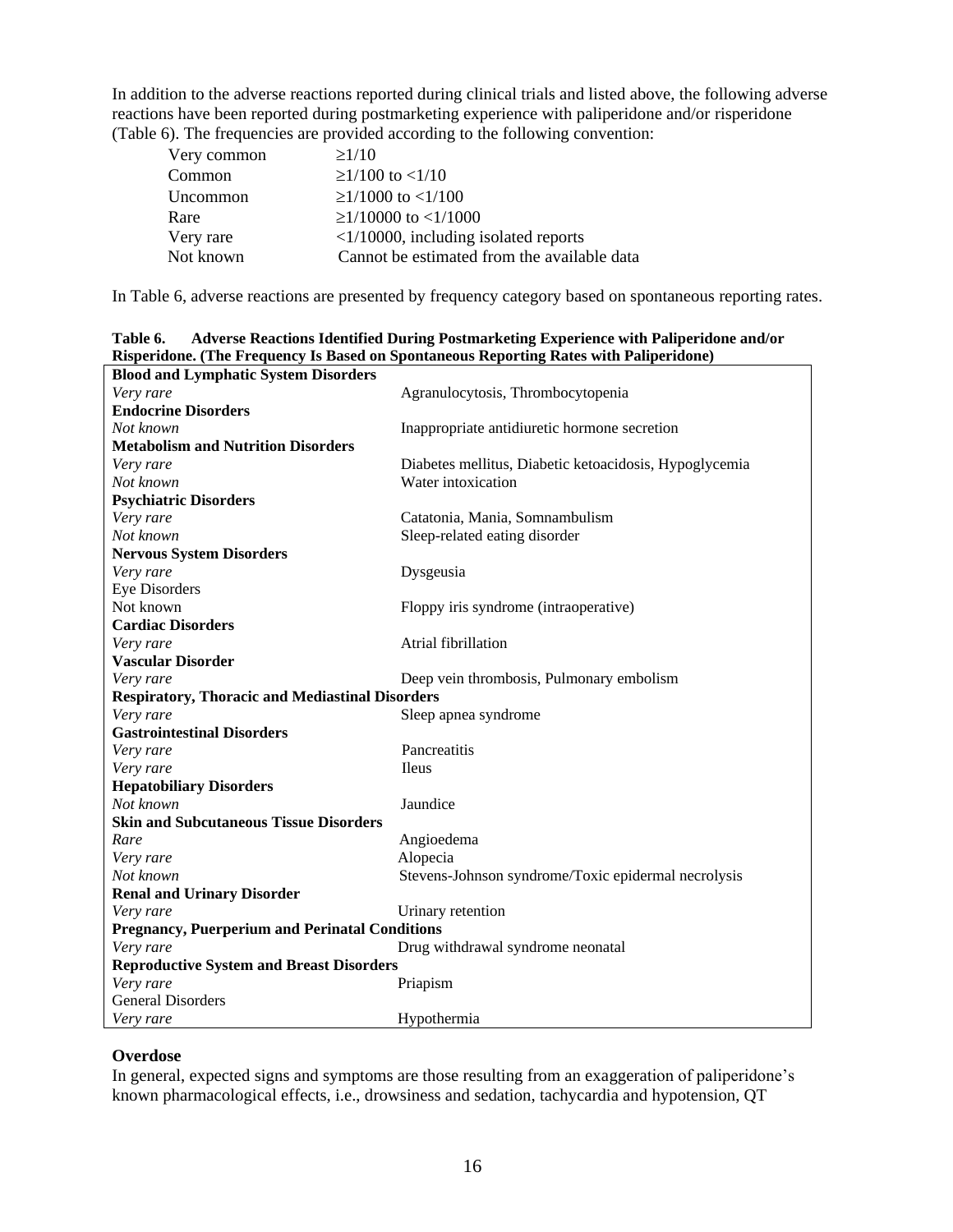In addition to the adverse reactions reported during clinical trials and listed above, the following adverse reactions have been reported during postmarketing experience with paliperidone and/or risperidone (Table 6). The frequencies are provided according to the following convention:

| | |
|---|---|
| Very common | ≥1/10 |
| Common | ≥1/100 to <1/10 |
| Uncommon | ≥1/1000 to <1/100 |
| Rare | ≥1/10000 to <1/1000 |
| Very rare | <1/10000, including isolated reports |
| Not known | Cannot be estimated from the available data |

In Table 6, adverse reactions are presented by frequency category based on spontaneous reporting rates.

**Table 6. Adverse Reactions Identified During Postmarketing Experience with Paliperidone and/or Risperidone. (The Frequency Is Based on Spontaneous Reporting Rates with Paliperidone)**

| | |
|---|---|
| **Blood and Lymphatic System Disorders** | |
| *Very rare* | Agranulocytosis, Thrombocytopenia |
| **Endocrine Disorders** | |
| *Not known* | Inappropriate antidiuretic hormone secretion |
| **Metabolism and Nutrition Disorders** | |
| *Very rare* | Diabetes mellitus, Diabetic ketoacidosis, Hypoglycemia |
| *Not known* | Water intoxication |
| **Psychiatric Disorders** | |
| *Very rare* | Catatonia, Mania, Somnambulism |
| *Not known* | Sleep-related eating disorder |
| **Nervous System Disorders** | |
| *Very rare* | Dysgeusia |
| Eye Disorders | |
| Not known | Floppy iris syndrome (intraoperative) |
| **Cardiac Disorders** | |
| *Very rare* | Atrial fibrillation |
| **Vascular Disorder** | |
| *Very rare* | Deep vein thrombosis, Pulmonary embolism |
| **Respiratory, Thoracic and Mediastinal Disorders** | |
| *Very rare* | Sleep apnea syndrome |
| **Gastrointestinal Disorders** | |
| *Very rare* | Pancreatitis |
| *Very rare* | Ileus |
| **Hepatobiliary Disorders** | |
| *Not known* | Jaundice |
| **Skin and Subcutaneous Tissue Disorders** | |
| *Rare* | Angioedema |
| *Very rare* | Alopecia |
| *Not known* | Stevens-Johnson syndrome/Toxic epidermal necrolysis |
| **Renal and Urinary Disorder** | |
| *Very rare* | Urinary retention |
| **Pregnancy, Puerperium and Perinatal Conditions** | |
| *Very rare* | Drug withdrawal syndrome neonatal |
| **Reproductive System and Breast Disorders** | |
| *Very rare* | Priapism |
| General Disorders | |
| *Very rare* | Hypothermia |

**Overdose**

In general, expected signs and symptoms are those resulting from an exaggeration of paliperidone's known pharmacological effects, i.e., drowsiness and sedation, tachycardia and hypotension, QT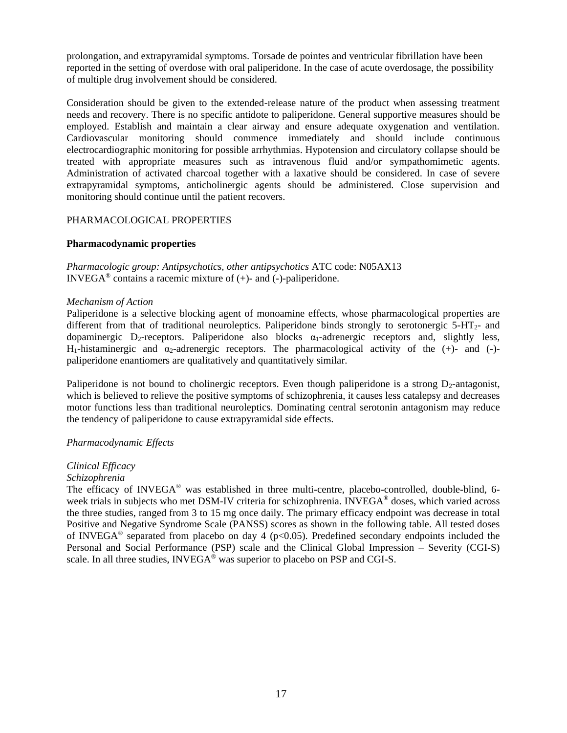prolongation, and extrapyramidal symptoms. Torsade de pointes and ventricular fibrillation have been reported in the setting of overdose with oral paliperidone. In the case of acute overdosage, the possibility of multiple drug involvement should be considered.

Consideration should be given to the extended-release nature of the product when assessing treatment needs and recovery. There is no specific antidote to paliperidone. General supportive measures should be employed. Establish and maintain a clear airway and ensure adequate oxygenation and ventilation. Cardiovascular monitoring should commence immediately and should include continuous electrocardiographic monitoring for possible arrhythmias. Hypotension and circulatory collapse should be treated with appropriate measures such as intravenous fluid and/or sympathomimetic agents. Administration of activated charcoal together with a laxative should be considered. In case of severe extrapyramidal symptoms, anticholinergic agents should be administered. Close supervision and monitoring should continue until the patient recovers.

## PHARMACOLOGICAL PROPERTIES

### Pharmacodynamic properties

*Pharmacologic group: Antipsychotics, other antipsychotics* ATC code: N05AX13
INVEGA® contains a racemic mixture of (+)- and (-)-paliperidone.

*Mechanism of Action*
Paliperidone is a selective blocking agent of monoamine effects, whose pharmacological properties are different from that of traditional neuroleptics. Paliperidone binds strongly to serotonergic $5\text{-}HT_2$- and dopaminergic $D_2$-receptors. Paliperidone also blocks $\alpha_1$-adrenergic receptors and, slightly less, $H_1$-histaminergic and $\alpha_2$-adrenergic receptors. The pharmacological activity of the (+)- and (-)-paliperidone enantiomers are qualitatively and quantitatively similar.

Paliperidone is not bound to cholinergic receptors. Even though paliperidone is a strong $D_2$-antagonist, which is believed to relieve the positive symptoms of schizophrenia, it causes less catalepsy and decreases motor functions less than traditional neuroleptics. Dominating central serotonin antagonism may reduce the tendency of paliperidone to cause extrapyramidal side effects.

*Pharmacodynamic Effects*

*Clinical Efficacy*
*Schizophrenia*
The efficacy of INVEGA® was established in three multi-centre, placebo-controlled, double-blind, 6-week trials in subjects who met DSM-IV criteria for schizophrenia. INVEGA® doses, which varied across the three studies, ranged from 3 to 15 mg once daily. The primary efficacy endpoint was decrease in total Positive and Negative Syndrome Scale (PANSS) scores as shown in the following table. All tested doses of INVEGA® separated from placebo on day 4 ($p<0.05$). Predefined secondary endpoints included the Personal and Social Performance (PSP) scale and the Clinical Global Impression – Severity (CGI-S) scale. In all three studies, INVEGA® was superior to placebo on PSP and CGI-S.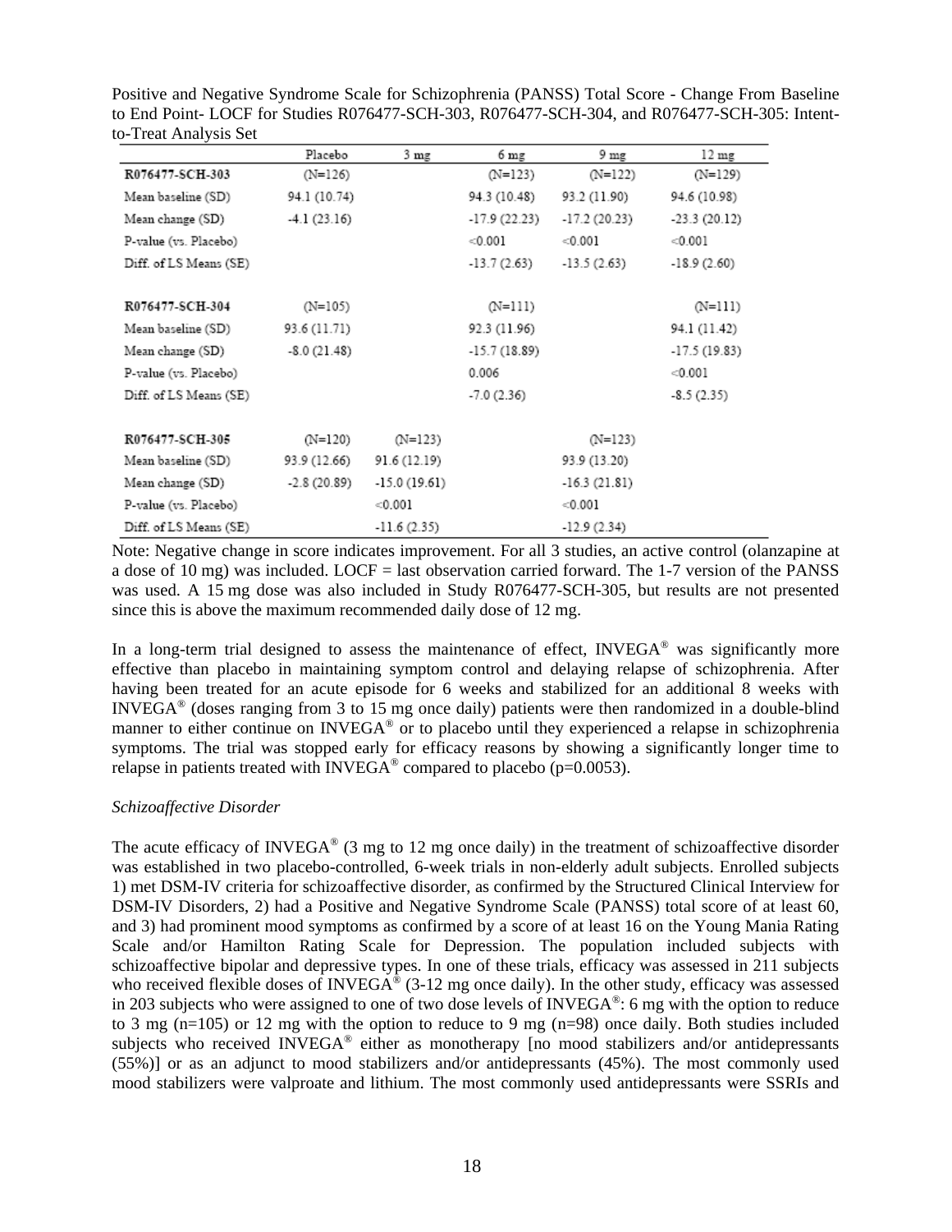Positive and Negative Syndrome Scale for Schizophrenia (PANSS) Total Score - Change From Baseline to End Point- LOCF for Studies R076477-SCH-303, R076477-SCH-304, and R076477-SCH-305: Intent-to-Treat Analysis Set

| | Placebo | 3 mg | 6 mg | 9 mg | 12 mg |
|---|---|---|---|---|---|
| **R076477-SCH-303** | (N=126) | | (N=123) | (N=122) | (N=129) |
| Mean baseline (SD) | 94.1 (10.74) | | 94.3 (10.48) | 93.2 (11.90) | 94.6 (10.98) |
| Mean change (SD) | -4.1 (23.16) | | -17.9 (22.23) | -17.2 (20.23) | -23.3 (20.12) |
| P-value (vs. Placebo) | | | <0.001 | <0.001 | <0.001 |
| Diff. of LS Means (SE) | | | -13.7 (2.63) | -13.5 (2.63) | -18.9 (2.60) |
| | | | | | |
| **R076477-SCH-304** | (N=105) | | (N=111) | | (N=111) |
| Mean baseline (SD) | 93.6 (11.71) | | 92.3 (11.96) | | 94.1 (11.42) |
| Mean change (SD) | -8.0 (21.48) | | -15.7 (18.89) | | -17.5 (19.83) |
| P-value (vs. Placebo) | | | 0.006 | | <0.001 |
| Diff. of LS Means (SE) | | | -7.0 (2.36) | | -8.5 (2.35) |
| | | | | | |
| **R076477-SCH-305** | (N=120) | (N=123) | | (N=123) | |
| Mean baseline (SD) | 93.9 (12.66) | 91.6 (12.19) | | 93.9 (13.20) | |
| Mean change (SD) | -2.8 (20.89) | -15.0 (19.61) | | -16.3 (21.81) | |
| P-value (vs. Placebo) | | <0.001 | | <0.001 | |
| Diff. of LS Means (SE) | | -11.6 (2.35) | | -12.9 (2.34) | |

Note: Negative change in score indicates improvement. For all 3 studies, an active control (olanzapine at a dose of 10 mg) was included. LOCF = last observation carried forward. The 1-7 version of the PANSS was used. A 15 mg dose was also included in Study R076477-SCH-305, but results are not presented since this is above the maximum recommended daily dose of 12 mg.

In a long-term trial designed to assess the maintenance of effect, INVEGA® was significantly more effective than placebo in maintaining symptom control and delaying relapse of schizophrenia. After having been treated for an acute episode for 6 weeks and stabilized for an additional 8 weeks with INVEGA® (doses ranging from 3 to 15 mg once daily) patients were then randomized in a double-blind manner to either continue on INVEGA® or to placebo until they experienced a relapse in schizophrenia symptoms. The trial was stopped early for efficacy reasons by showing a significantly longer time to relapse in patients treated with INVEGA® compared to placebo (p=0.0053).

*Schizoaffective Disorder*

The acute efficacy of INVEGA® (3 mg to 12 mg once daily) in the treatment of schizoaffective disorder was established in two placebo-controlled, 6-week trials in non-elderly adult subjects. Enrolled subjects 1) met DSM-IV criteria for schizoaffective disorder, as confirmed by the Structured Clinical Interview for DSM-IV Disorders, 2) had a Positive and Negative Syndrome Scale (PANSS) total score of at least 60, and 3) had prominent mood symptoms as confirmed by a score of at least 16 on the Young Mania Rating Scale and/or Hamilton Rating Scale for Depression. The population included subjects with schizoaffective bipolar and depressive types. In one of these trials, efficacy was assessed in 211 subjects who received flexible doses of INVEGA® (3-12 mg once daily). In the other study, efficacy was assessed in 203 subjects who were assigned to one of two dose levels of INVEGA®: 6 mg with the option to reduce to 3 mg (n=105) or 12 mg with the option to reduce to 9 mg (n=98) once daily. Both studies included subjects who received INVEGA® either as monotherapy [no mood stabilizers and/or antidepressants (55%)] or as an adjunct to mood stabilizers and/or antidepressants (45%). The most commonly used mood stabilizers were valproate and lithium. The most commonly used antidepressants were SSRIs and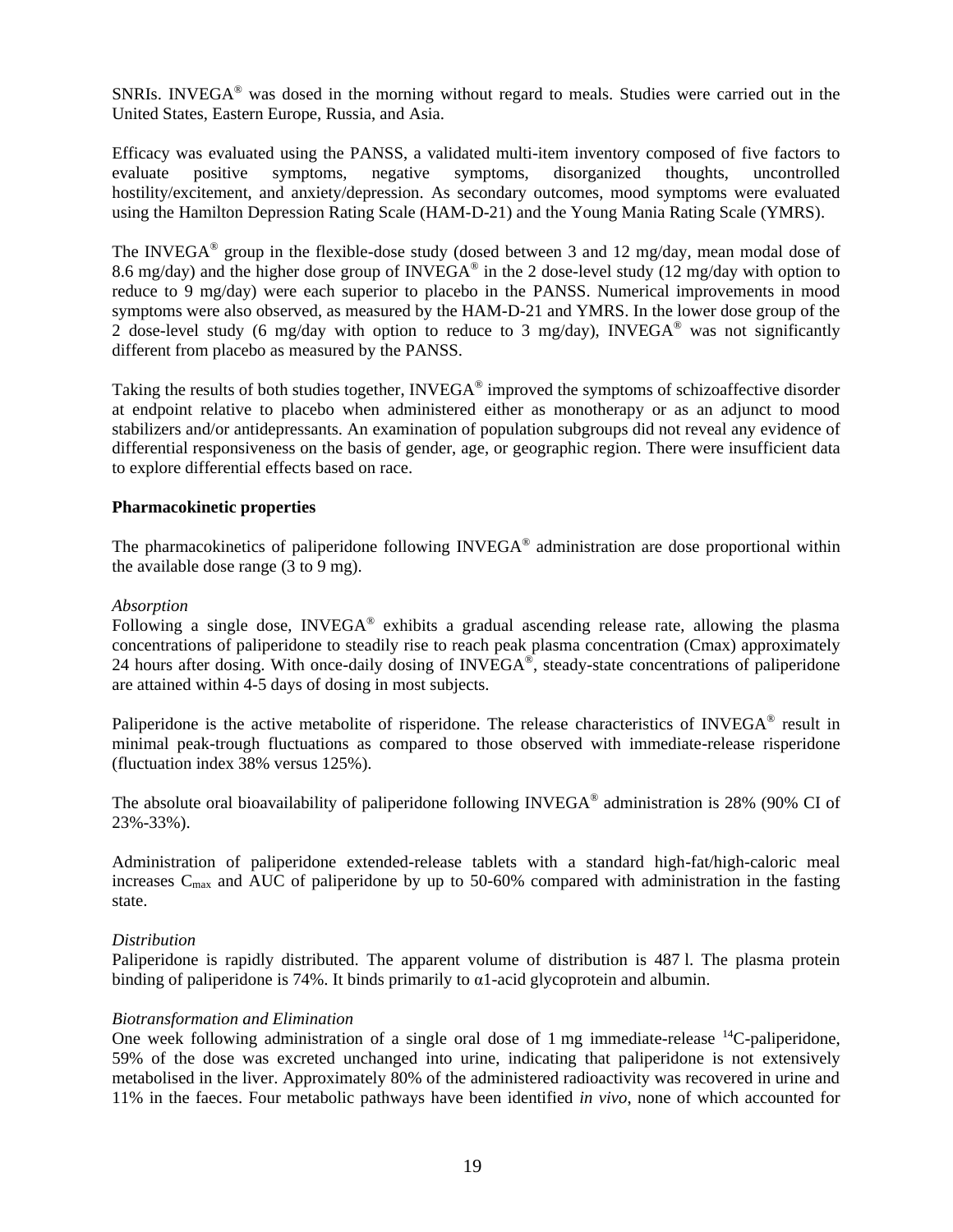SNRIs. INVEGA® was dosed in the morning without regard to meals. Studies were carried out in the United States, Eastern Europe, Russia, and Asia.

Efficacy was evaluated using the PANSS, a validated multi-item inventory composed of five factors to evaluate positive symptoms, negative symptoms, disorganized thoughts, uncontrolled hostility/excitement, and anxiety/depression. As secondary outcomes, mood symptoms were evaluated using the Hamilton Depression Rating Scale (HAM-D-21) and the Young Mania Rating Scale (YMRS).

The INVEGA® group in the flexible-dose study (dosed between 3 and 12 mg/day, mean modal dose of 8.6 mg/day) and the higher dose group of INVEGA® in the 2 dose-level study (12 mg/day with option to reduce to 9 mg/day) were each superior to placebo in the PANSS. Numerical improvements in mood symptoms were also observed, as measured by the HAM-D-21 and YMRS. In the lower dose group of the 2 dose-level study (6 mg/day with option to reduce to 3 mg/day), INVEGA® was not significantly different from placebo as measured by the PANSS.

Taking the results of both studies together, INVEGA® improved the symptoms of schizoaffective disorder at endpoint relative to placebo when administered either as monotherapy or as an adjunct to mood stabilizers and/or antidepressants. An examination of population subgroups did not reveal any evidence of differential responsiveness on the basis of gender, age, or geographic region. There were insufficient data to explore differential effects based on race.

**Pharmacokinetic properties**

The pharmacokinetics of paliperidone following INVEGA® administration are dose proportional within the available dose range (3 to 9 mg).

*Absorption*
Following a single dose, INVEGA® exhibits a gradual ascending release rate, allowing the plasma concentrations of paliperidone to steadily rise to reach peak plasma concentration (Cmax) approximately 24 hours after dosing. With once-daily dosing of INVEGA®, steady-state concentrations of paliperidone are attained within 4-5 days of dosing in most subjects.

Paliperidone is the active metabolite of risperidone. The release characteristics of INVEGA® result in minimal peak-trough fluctuations as compared to those observed with immediate-release risperidone (fluctuation index 38% versus 125%).

The absolute oral bioavailability of paliperidone following INVEGA® administration is 28% (90% CI of 23%-33%).

Administration of paliperidone extended-release tablets with a standard high-fat/high-caloric meal increases $C_{max}$ and AUC of paliperidone by up to 50-60% compared with administration in the fasting state.

*Distribution*
Paliperidone is rapidly distributed. The apparent volume of distribution is 487 l. The plasma protein binding of paliperidone is 74%. It binds primarily to α1-acid glycoprotein and albumin.

*Biotransformation and Elimination*
One week following administration of a single oral dose of 1 mg immediate-release $^{14}C$-paliperidone, 59% of the dose was excreted unchanged into urine, indicating that paliperidone is not extensively metabolised in the liver. Approximately 80% of the administered radioactivity was recovered in urine and 11% in the faeces. Four metabolic pathways have been identified *in vivo*, none of which accounted for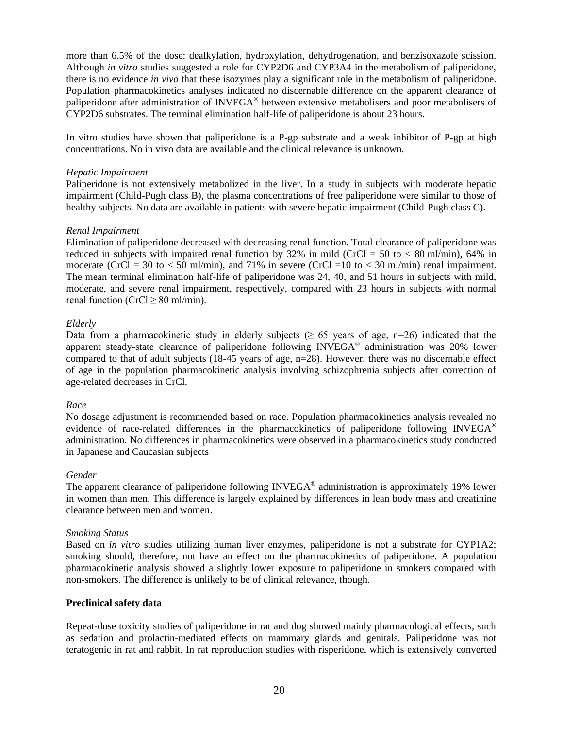more than 6.5% of the dose: dealkylation, hydroxylation, dehydrogenation, and benzisoxazole scission. Although *in vitro* studies suggested a role for CYP2D6 and CYP3A4 in the metabolism of paliperidone, there is no evidence *in vivo* that these isozymes play a significant role in the metabolism of paliperidone. Population pharmacokinetics analyses indicated no discernable difference on the apparent clearance of paliperidone after administration of INVEGA® between extensive metabolisers and poor metabolisers of CYP2D6 substrates. The terminal elimination half-life of paliperidone is about 23 hours.

In vitro studies have shown that paliperidone is a P-gp substrate and a weak inhibitor of P-gp at high concentrations. No in vivo data are available and the clinical relevance is unknown.

*Hepatic Impairment*

Paliperidone is not extensively metabolized in the liver. In a study in subjects with moderate hepatic impairment (Child-Pugh class B), the plasma concentrations of free paliperidone were similar to those of healthy subjects. No data are available in patients with severe hepatic impairment (Child-Pugh class C).

*Renal Impairment*

Elimination of paliperidone decreased with decreasing renal function. Total clearance of paliperidone was reduced in subjects with impaired renal function by 32% in mild (CrCl = 50 to < 80 ml/min), 64% in moderate (CrCl = 30 to < 50 ml/min), and 71% in severe (CrCl =10 to < 30 ml/min) renal impairment. The mean terminal elimination half-life of paliperidone was 24, 40, and 51 hours in subjects with mild, moderate, and severe renal impairment, respectively, compared with 23 hours in subjects with normal renal function (CrCl ≥ 80 ml/min).

*Elderly*

Data from a pharmacokinetic study in elderly subjects (≥ 65 years of age, n=26) indicated that the apparent steady-state clearance of paliperidone following INVEGA® administration was 20% lower compared to that of adult subjects (18-45 years of age, n=28). However, there was no discernable effect of age in the population pharmacokinetic analysis involving schizophrenia subjects after correction of age-related decreases in CrCl.

*Race*

No dosage adjustment is recommended based on race. Population pharmacokinetics analysis revealed no evidence of race-related differences in the pharmacokinetics of paliperidone following INVEGA® administration. No differences in pharmacokinetics were observed in a pharmacokinetics study conducted in Japanese and Caucasian subjects

*Gender*

The apparent clearance of paliperidone following INVEGA® administration is approximately 19% lower in women than men. This difference is largely explained by differences in lean body mass and creatinine clearance between men and women.

*Smoking Status*

Based on *in vitro* studies utilizing human liver enzymes, paliperidone is not a substrate for CYP1A2; smoking should, therefore, not have an effect on the pharmacokinetics of paliperidone. A population pharmacokinetic analysis showed a slightly lower exposure to paliperidone in smokers compared with non-smokers. The difference is unlikely to be of clinical relevance, though.

**Preclinical safety data**

Repeat-dose toxicity studies of paliperidone in rat and dog showed mainly pharmacological effects, such as sedation and prolactin-mediated effects on mammary glands and genitals. Paliperidone was not teratogenic in rat and rabbit. In rat reproduction studies with risperidone, which is extensively converted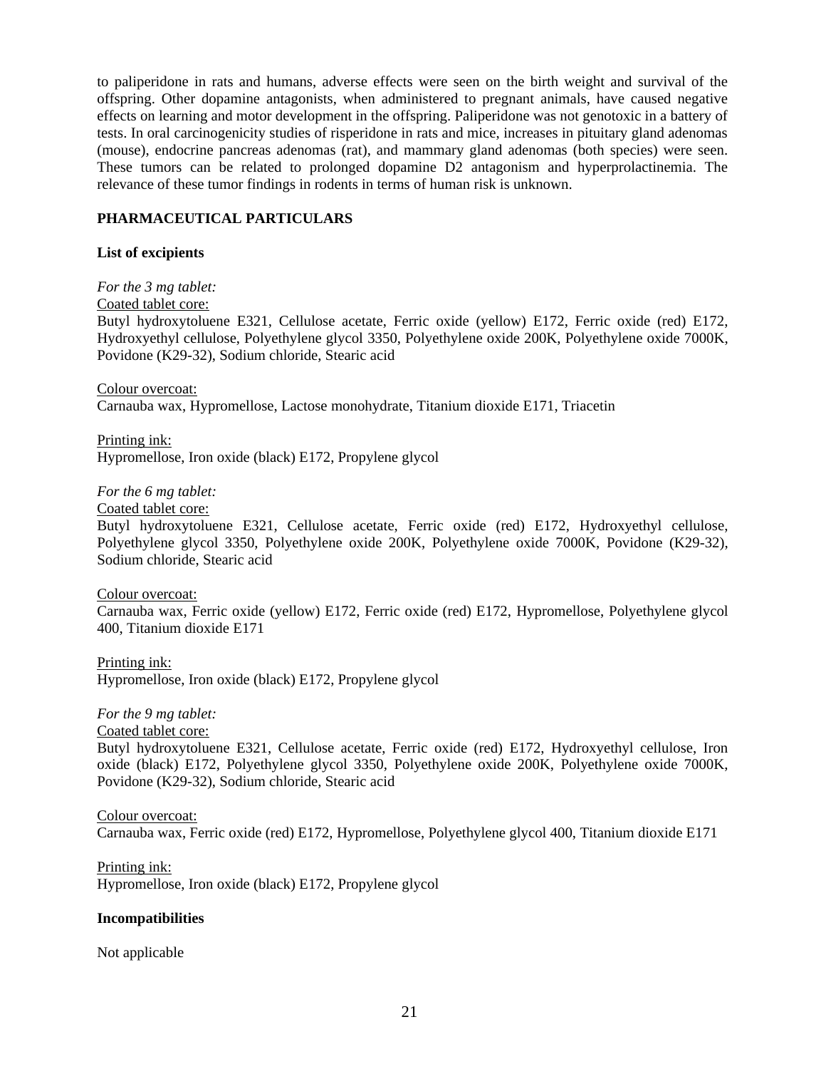to paliperidone in rats and humans, adverse effects were seen on the birth weight and survival of the offspring. Other dopamine antagonists, when administered to pregnant animals, have caused negative effects on learning and motor development in the offspring. Paliperidone was not genotoxic in a battery of tests. In oral carcinogenicity studies of risperidone in rats and mice, increases in pituitary gland adenomas (mouse), endocrine pancreas adenomas (rat), and mammary gland adenomas (both species) were seen. These tumors can be related to prolonged dopamine D2 antagonism and hyperprolactinemia. The relevance of these tumor findings in rodents in terms of human risk is unknown.

## PHARMACEUTICAL PARTICULARS

### List of excipients

*For the 3 mg tablet:*

Coated tablet core:
Butyl hydroxytoluene E321, Cellulose acetate, Ferric oxide (yellow) E172, Ferric oxide (red) E172, Hydroxyethyl cellulose, Polyethylene glycol 3350, Polyethylene oxide 200K, Polyethylene oxide 7000K, Povidone (K29-32), Sodium chloride, Stearic acid

Colour overcoat:
Carnauba wax, Hypromellose, Lactose monohydrate, Titanium dioxide E171, Triacetin

Printing ink:
Hypromellose, Iron oxide (black) E172, Propylene glycol

*For the 6 mg tablet:*

Coated tablet core:
Butyl hydroxytoluene E321, Cellulose acetate, Ferric oxide (red) E172, Hydroxyethyl cellulose, Polyethylene glycol 3350, Polyethylene oxide 200K, Polyethylene oxide 7000K, Povidone (K29-32), Sodium chloride, Stearic acid

Colour overcoat:
Carnauba wax, Ferric oxide (yellow) E172, Ferric oxide (red) E172, Hypromellose, Polyethylene glycol 400, Titanium dioxide E171

Printing ink:
Hypromellose, Iron oxide (black) E172, Propylene glycol

*For the 9 mg tablet:*

Coated tablet core:
Butyl hydroxytoluene E321, Cellulose acetate, Ferric oxide (red) E172, Hydroxyethyl cellulose, Iron oxide (black) E172, Polyethylene glycol 3350, Polyethylene oxide 200K, Polyethylene oxide 7000K, Povidone (K29-32), Sodium chloride, Stearic acid

Colour overcoat:
Carnauba wax, Ferric oxide (red) E172, Hypromellose, Polyethylene glycol 400, Titanium dioxide E171

Printing ink:
Hypromellose, Iron oxide (black) E172, Propylene glycol

### Incompatibilities

Not applicable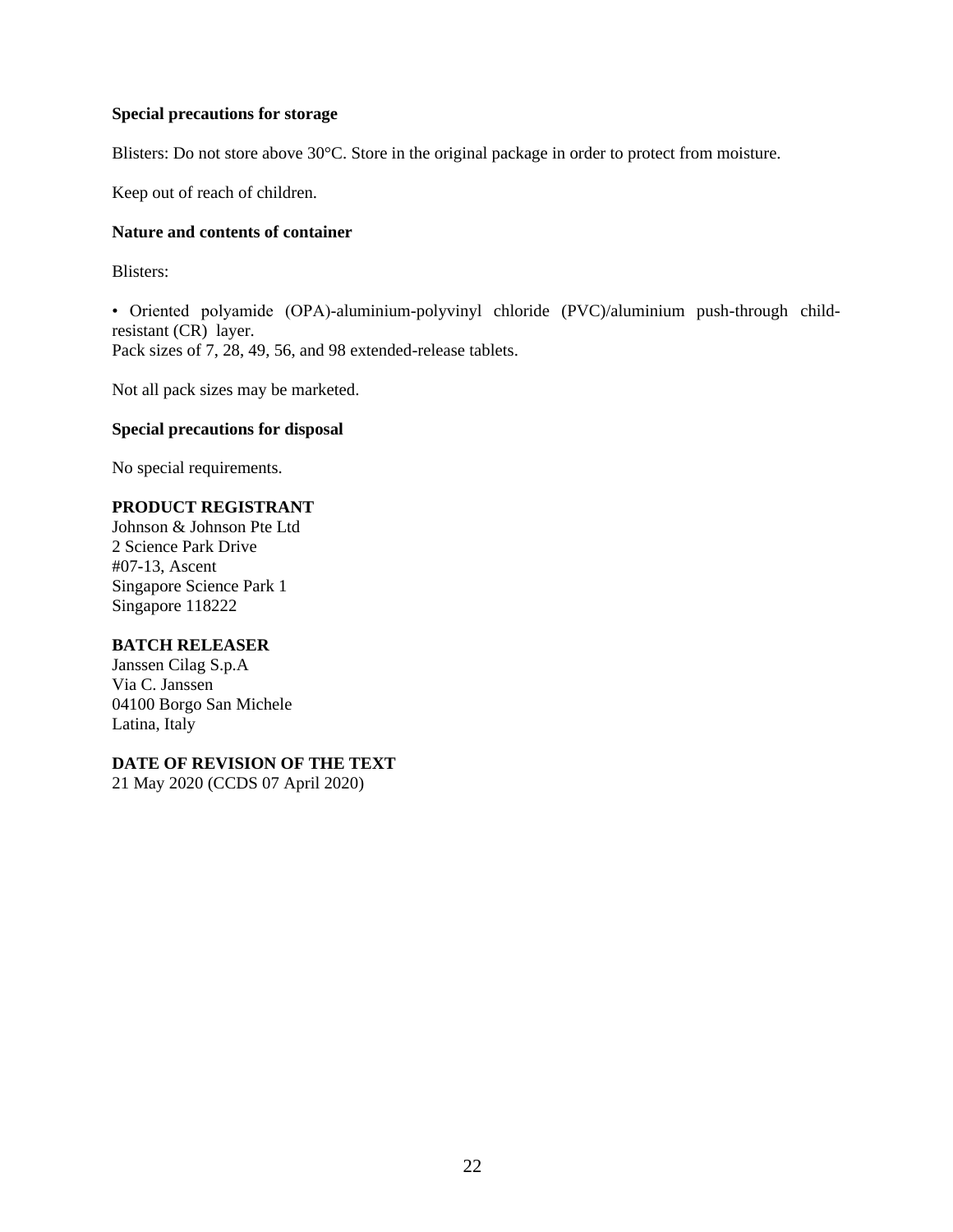**Special precautions for storage**

Blisters: Do not store above 30°C. Store in the original package in order to protect from moisture.

Keep out of reach of children.

**Nature and contents of container**

Blisters:

• Oriented polyamide (OPA)-aluminium-polyvinyl chloride (PVC)/aluminium push-through child-resistant (CR) layer.
Pack sizes of 7, 28, 49, 56, and 98 extended-release tablets.

Not all pack sizes may be marketed.

**Special precautions for disposal**

No special requirements.

**PRODUCT REGISTRANT**
Johnson & Johnson Pte Ltd
2 Science Park Drive
#07-13, Ascent
Singapore Science Park 1
Singapore 118222

**BATCH RELEASER**
Janssen Cilag S.p.A
Via C. Janssen
04100 Borgo San Michele
Latina, Italy

**DATE OF REVISION OF THE TEXT**
21 May 2020 (CCDS 07 April 2020)